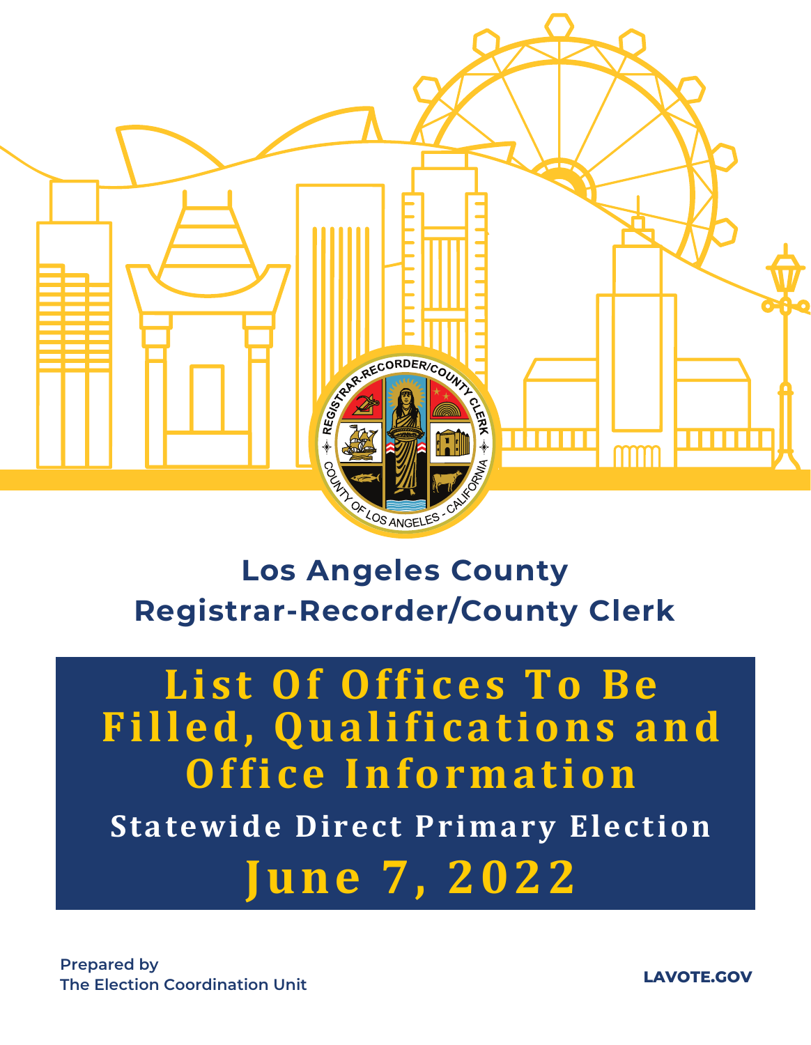# Los Angeles County Registrar-Recorder/County Clerk

# List Of Offices To Be Filled, Qualifications and Office Information

## Statewide Direct Primary Election

## June 7, 2022

**Prepared by**
**The Election Coordination Unit**

**LAVOTE.GOV**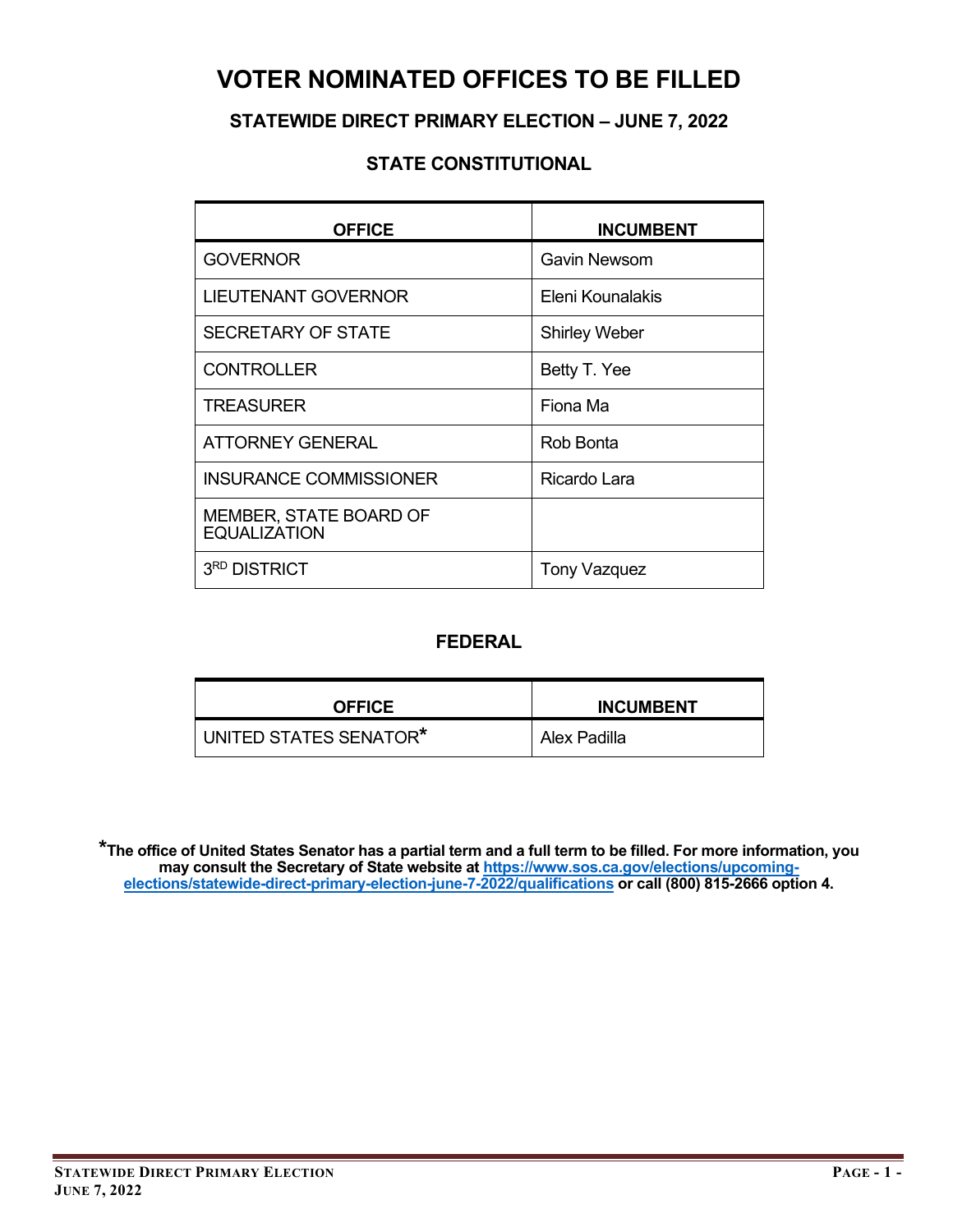# VOTER NOMINATED OFFICES TO BE FILLED

### STATEWIDE DIRECT PRIMARY ELECTION – JUNE 7, 2022

### STATE CONSTITUTIONAL

| OFFICE | INCUMBENT |
|---|---|
| GOVERNOR | Gavin Newsom |
| LIEUTENANT GOVERNOR | Eleni Kounalakis |
| SECRETARY OF STATE | Shirley Weber |
| CONTROLLER | Betty T. Yee |
| TREASURER | Fiona Ma |
| ATTORNEY GENERAL | Rob Bonta |
| INSURANCE COMMISSIONER | Ricardo Lara |
| MEMBER, STATE BOARD OF EQUALIZATION | |
| 3RD DISTRICT | Tony Vazquez |

### FEDERAL

| OFFICE | INCUMBENT |
|---|---|
| UNITED STATES SENATOR* | Alex Padilla |

**\*The office of United States Senator has a partial term and a full term to be filled. For more information, you may consult the Secretary of State website at [https://www.sos.ca.gov/elections/upcoming-elections/statewide-direct-primary-election-june-7-2022/qualifications](https://www.sos.ca.gov/elections/upcoming-elections/statewide-direct-primary-election-june-7-2022/qualifications) or call (800) 815-2666 option 4.**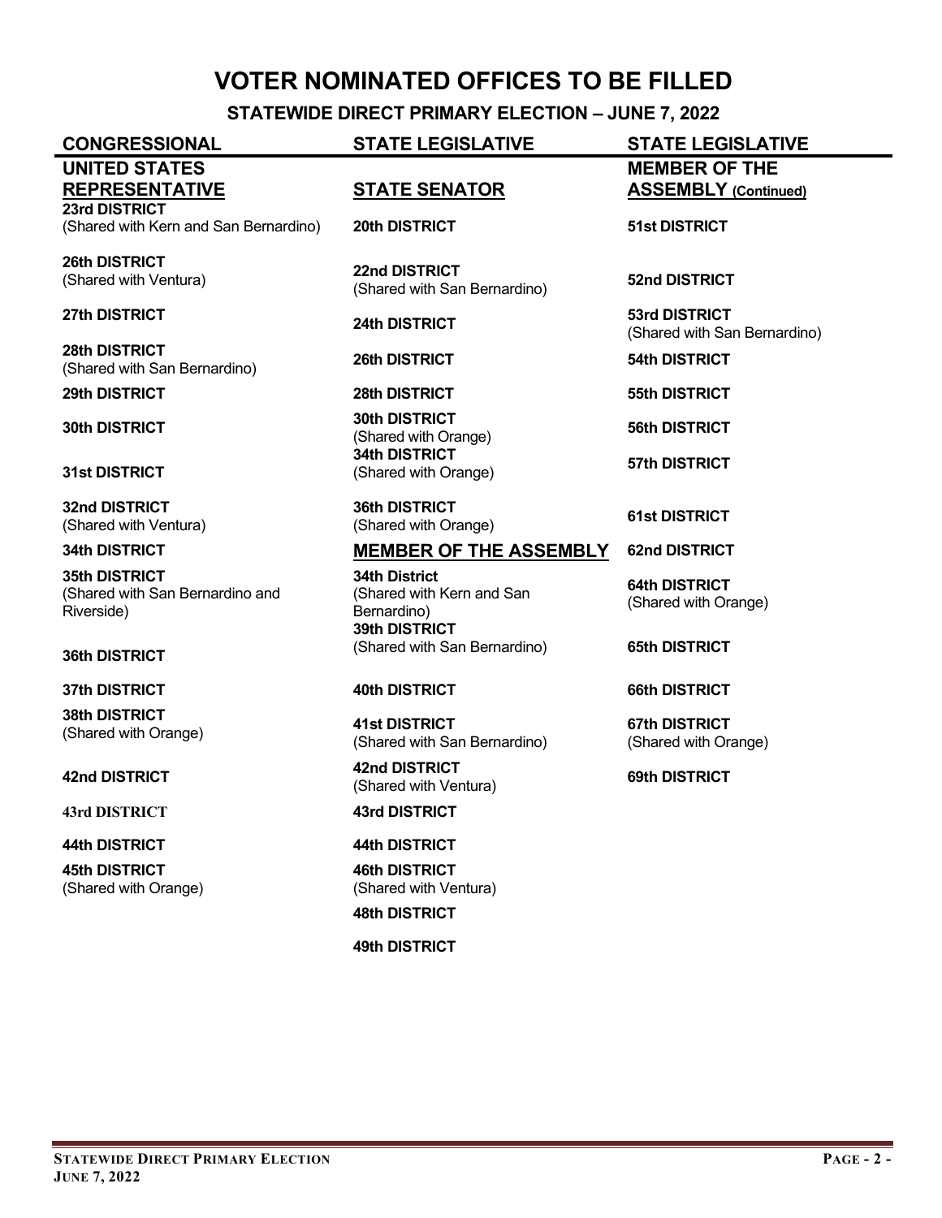# VOTER NOMINATED OFFICES TO BE FILLED

## STATEWIDE DIRECT PRIMARY ELECTION – JUNE 7, 2022

## CONGRESSIONAL

### UNITED STATES REPRESENTATIVE

**23rd DISTRICT**
(Shared with Kern and San Bernardino)

**26th DISTRICT**
(Shared with Ventura)

**27th DISTRICT**

**28th DISTRICT**
(Shared with San Bernardino)

**29th DISTRICT**

**30th DISTRICT**

**31st DISTRICT**

**32nd DISTRICT**
(Shared with Ventura)

**34th DISTRICT**

**35th DISTRICT**
(Shared with San Bernardino and Riverside)

**36th DISTRICT**

**37th DISTRICT**

**38th DISTRICT**
(Shared with Orange)

**42nd DISTRICT**

**43rd DISTRICT**

**44th DISTRICT**

**45th DISTRICT**
(Shared with Orange)

## STATE LEGISLATIVE

### STATE SENATOR

**20th DISTRICT**

**22nd DISTRICT**
(Shared with San Bernardino)

**24th DISTRICT**

**26th DISTRICT**

**28th DISTRICT**

**30th DISTRICT**
(Shared with Orange)

**34th DISTRICT**
(Shared with Orange)

**36th DISTRICT**
(Shared with Orange)

### MEMBER OF THE ASSEMBLY

**34th District**
(Shared with Kern and San Bernardino)

**39th DISTRICT**
(Shared with San Bernardino)

**40th DISTRICT**

**41st DISTRICT**
(Shared with San Bernardino)

**42nd DISTRICT**
(Shared with Ventura)

**43rd DISTRICT**

**44th DISTRICT**

**46th DISTRICT**
(Shared with Ventura)

**48th DISTRICT**

**49th DISTRICT**

## STATE LEGISLATIVE

### MEMBER OF THE ASSEMBLY (Continued)

**51st DISTRICT**

**52nd DISTRICT**

**53rd DISTRICT**
(Shared with San Bernardino)

**54th DISTRICT**

**55th DISTRICT**

**56th DISTRICT**

**57th DISTRICT**

**61st DISTRICT**

**62nd DISTRICT**

**64th DISTRICT**
(Shared with Orange)

**65th DISTRICT**

**66th DISTRICT**

**67th DISTRICT**
(Shared with Orange)

**69th DISTRICT**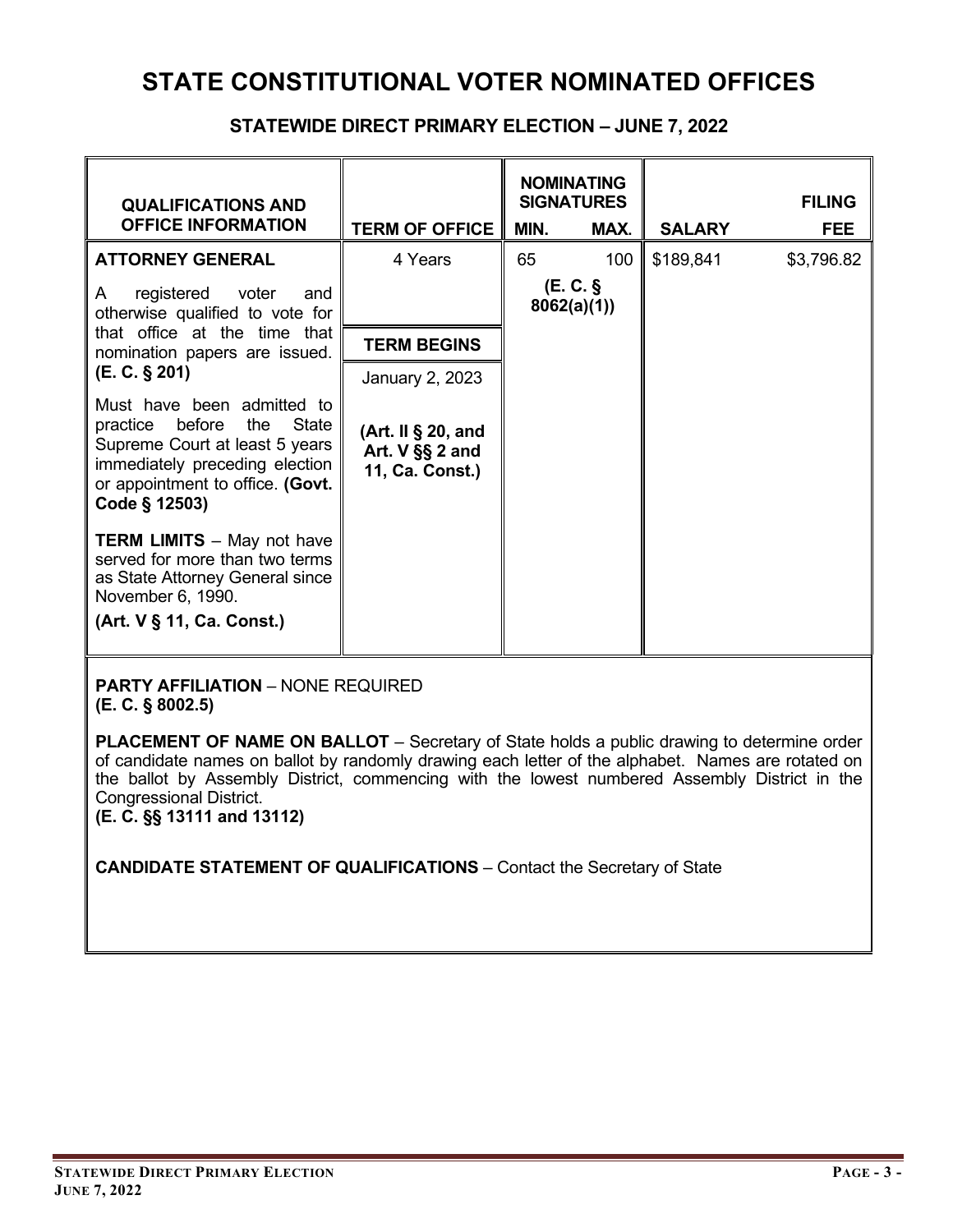# STATE CONSTITUTIONAL VOTER NOMINATED OFFICES

## STATEWIDE DIRECT PRIMARY ELECTION – JUNE 7, 2022

| QUALIFICATIONS AND OFFICE INFORMATION | TERM OF OFFICE | NOMINATING SIGNATURES MIN. | NOMINATING SIGNATURES MAX. | SALARY | FILING FEE |
|---|---|---|---|---|---|
| **ATTORNEY GENERAL**<br><br>A registered voter and otherwise qualified to vote for that office at the time that nomination papers are issued. **(E. C. § 201)**<br><br>Must have been admitted to practice before the State Supreme Court at least 5 years immediately preceding election or appointment to office. **(Govt. Code § 12503)**<br><br>**TERM LIMITS** – May not have served for more than two terms as State Attorney General since November 6, 1990.<br><br>**(Art. V § 11, Ca. Const.)** | 4 Years<br><br>**TERM BEGINS**<br><br>January 2, 2023<br><br>**(Art. II § 20, and Art. V §§ 2 and 11, Ca. Const.)** | 65<br><br>**(E. C. § 8062(a)(1))** | 100 | $189,841 | $3,796.82 |

**PARTY AFFILIATION** – NONE REQUIRED
**(E. C. § 8002.5)**

**PLACEMENT OF NAME ON BALLOT** – Secretary of State holds a public drawing to determine order of candidate names on ballot by randomly drawing each letter of the alphabet. Names are rotated on the ballot by Assembly District, commencing with the lowest numbered Assembly District in the Congressional District.
**(E. C. §§ 13111 and 13112)**

**CANDIDATE STATEMENT OF QUALIFICATIONS** – Contact the Secretary of State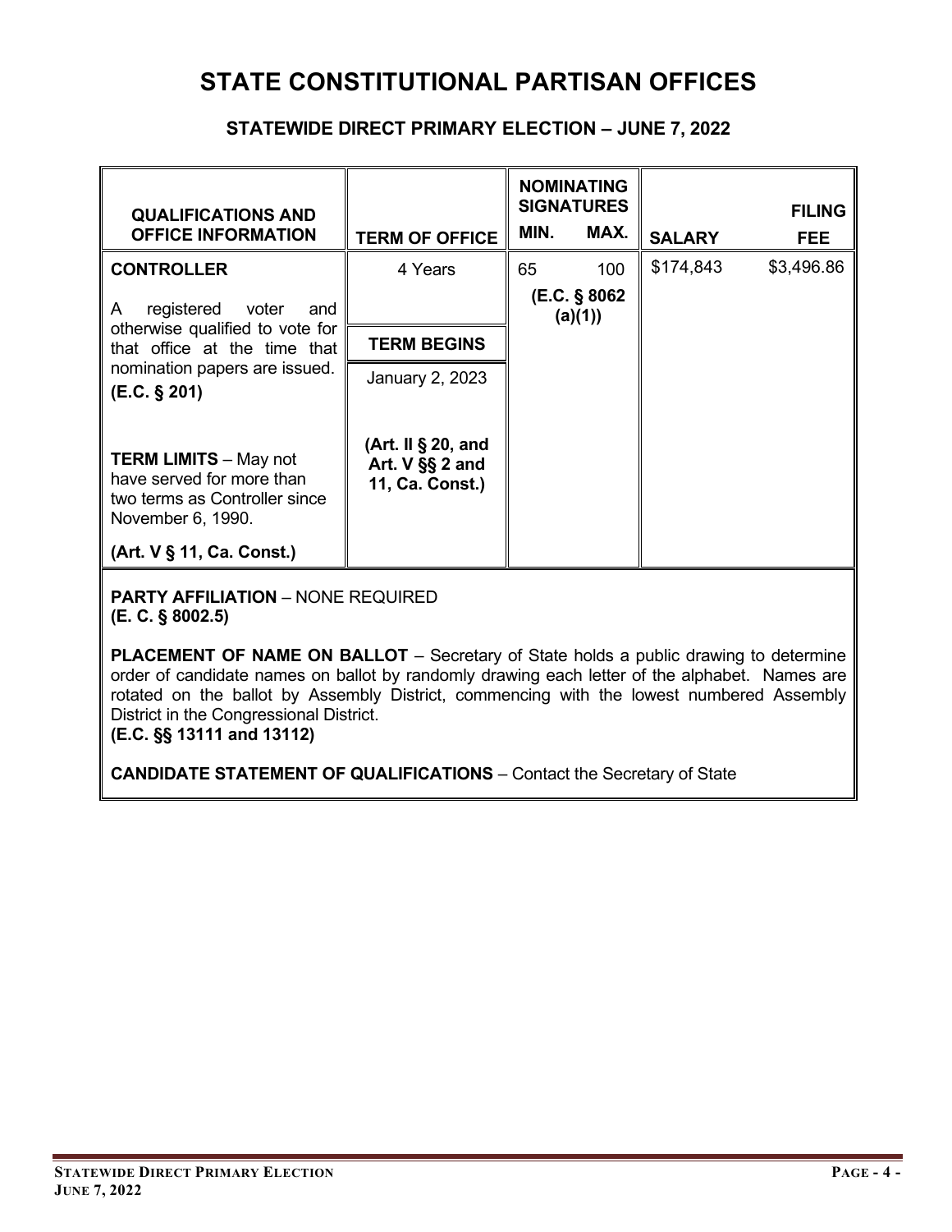# STATE CONSTITUTIONAL PARTISAN OFFICES

## STATEWIDE DIRECT PRIMARY ELECTION – JUNE 7, 2022

| QUALIFICATIONS AND OFFICE INFORMATION | TERM OF OFFICE | NOMINATING SIGNATURES MIN. | NOMINATING SIGNATURES MAX. | SALARY | FILING FEE |
|---|---|---|---|---|---|
| **CONTROLLER**<br><br>A registered voter and otherwise qualified to vote for that office at the time that nomination papers are issued. **(E.C. § 201)**<br><br>**TERM LIMITS** – May not have served for more than two terms as Controller since November 6, 1990.<br><br>**(Art. V § 11, Ca. Const.)** | 4 Years<br><br>**TERM BEGINS**<br><br>January 2, 2023<br><br>**(Art. II § 20, and Art. V §§ 2 and 11, Ca. Const.)** | 65<br><br>**(E.C. § 8062 (a)(1))** | 100 | $174,843 | $3,496.86 |

**PARTY AFFILIATION** – NONE REQUIRED
**(E. C. § 8002.5)**

**PLACEMENT OF NAME ON BALLOT** – Secretary of State holds a public drawing to determine order of candidate names on ballot by randomly drawing each letter of the alphabet. Names are rotated on the ballot by Assembly District, commencing with the lowest numbered Assembly District in the Congressional District.
**(E.C. §§ 13111 and 13112)**

**CANDIDATE STATEMENT OF QUALIFICATIONS** – Contact the Secretary of State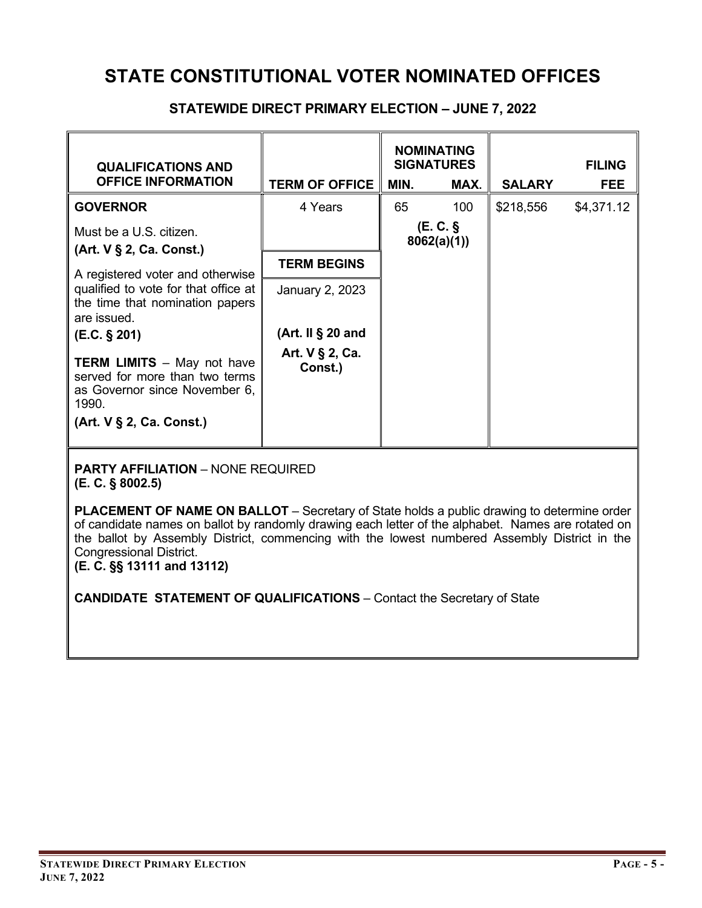# STATE CONSTITUTIONAL VOTER NOMINATED OFFICES

## STATEWIDE DIRECT PRIMARY ELECTION – JUNE 7, 2022

| QUALIFICATIONS AND OFFICE INFORMATION | TERM OF OFFICE | NOMINATING SIGNATURES MIN. | NOMINATING SIGNATURES MAX. | SALARY | FILING FEE |
|---|---|---|---|---|---|
| **GOVERNOR** | 4 Years | 65 | 100 | $218,556 | $4,371.12 |
| Must be a U.S. citizen. **(Art. V § 2, Ca. Const.)** | | **(E. C. § 8062(a)(1))** | | | |
| A registered voter and otherwise qualified to vote for that office at the time that nomination papers are issued. **(E.C. § 201)** | **TERM BEGINS** January 2, 2023 **(Art. II § 20 and Art. V § 2, Ca. Const.)** | | | | |
| **TERM LIMITS** – May not have served for more than two terms as Governor since November 6, 1990. **(Art. V § 2, Ca. Const.)** | | | | | |

**PARTY AFFILIATION** – NONE REQUIRED
**(E. C. § 8002.5)**

**PLACEMENT OF NAME ON BALLOT** – Secretary of State holds a public drawing to determine order of candidate names on ballot by randomly drawing each letter of the alphabet. Names are rotated on the ballot by Assembly District, commencing with the lowest numbered Assembly District in the Congressional District.
**(E. C. §§ 13111 and 13112)**

**CANDIDATE STATEMENT OF QUALIFICATIONS** – Contact the Secretary of State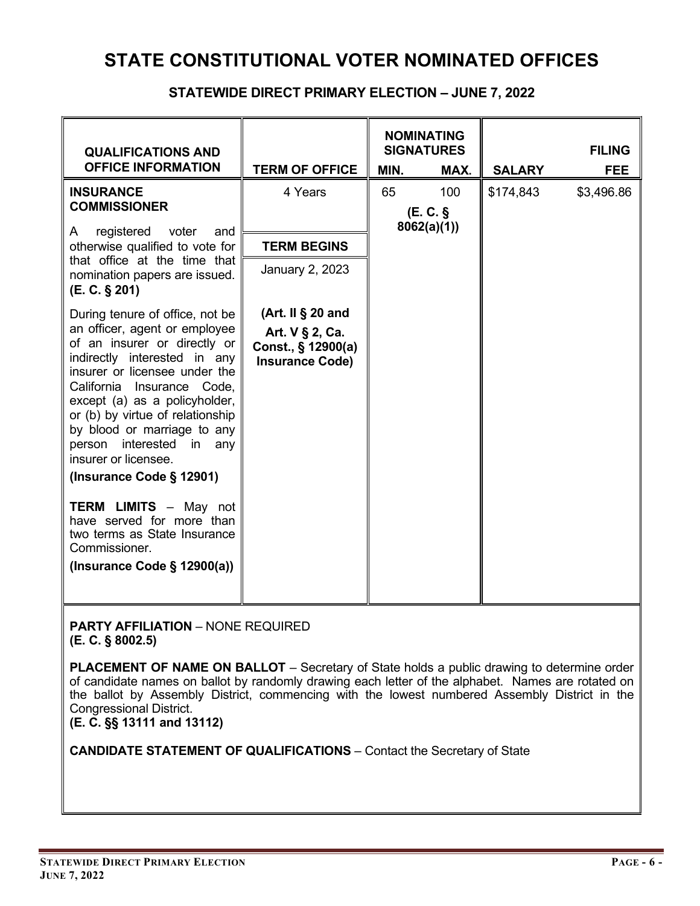# STATE CONSTITUTIONAL VOTER NOMINATED OFFICES

## STATEWIDE DIRECT PRIMARY ELECTION – JUNE 7, 2022

| QUALIFICATIONS AND OFFICE INFORMATION | TERM OF OFFICE | NOMINATING SIGNATURES MIN. | NOMINATING SIGNATURES MAX. | SALARY | FILING FEE |
|---|---|---|---|---|---|
| **INSURANCE COMMISSIONER**<br><br>A registered voter and otherwise qualified to vote for that office at the time that nomination papers are issued. **(E. C. § 201)**<br><br>During tenure of office, not be an officer, agent or employee of an insurer or directly or indirectly interested in any insurer or licensee under the California Insurance Code, except (a) as a policyholder, or (b) by virtue of relationship by blood or marriage to any person interested in any insurer or licensee.<br>**(Insurance Code § 12901)**<br><br>**TERM LIMITS** – May not have served for more than two terms as State Insurance Commissioner.<br>**(Insurance Code § 12900(a))** | 4 Years<br><br>**TERM BEGINS**<br><br>January 2, 2023<br><br>**(Art. II § 20 and Art. V § 2, Ca. Const., § 12900(a) Insurance Code)** | 65<br>**(E. C. § 8062(a)(1))** | 100 | $174,843 | $3,496.86 |

**PARTY AFFILIATION** – NONE REQUIRED
**(E. C. § 8002.5)**

**PLACEMENT OF NAME ON BALLOT** – Secretary of State holds a public drawing to determine order of candidate names on ballot by randomly drawing each letter of the alphabet. Names are rotated on the ballot by Assembly District, commencing with the lowest numbered Assembly District in the Congressional District.
**(E. C. §§ 13111 and 13112)**

**CANDIDATE STATEMENT OF QUALIFICATIONS** – Contact the Secretary of State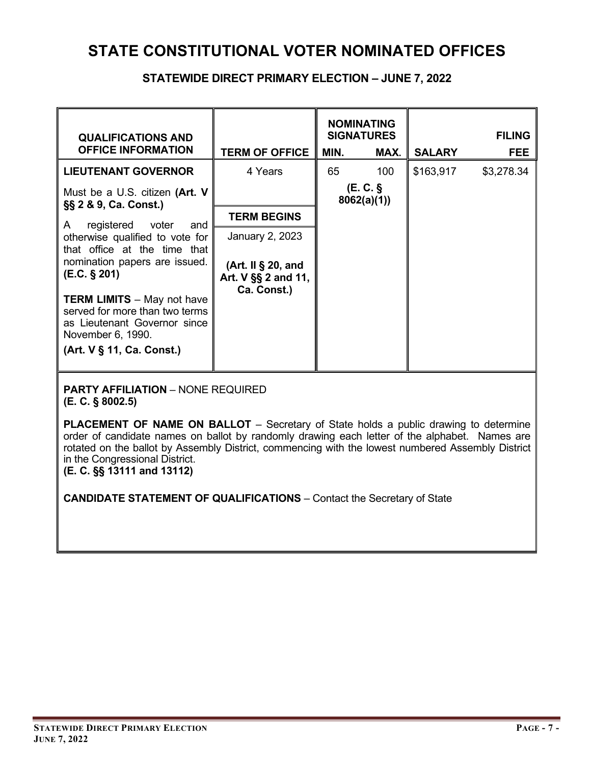# STATE CONSTITUTIONAL VOTER NOMINATED OFFICES

## STATEWIDE DIRECT PRIMARY ELECTION – JUNE 7, 2022

| QUALIFICATIONS AND OFFICE INFORMATION | TERM OF OFFICE | NOMINATING SIGNATURES MIN. | MAX. | SALARY | FILING FEE |
|---|---|---|---|---|---|
| **LIEUTENANT GOVERNOR**<br><br>Must be a U.S. citizen **(Art. V §§ 2 & 9, Ca. Const.)**<br><br>A registered voter and otherwise qualified to vote for that office at the time that nomination papers are issued. **(E.C. § 201)**<br><br>**TERM LIMITS** – May not have served for more than two terms as Lieutenant Governor since November 6, 1990.<br><br>**(Art. V § 11, Ca. Const.)** | 4 Years<br><br>**TERM BEGINS**<br><br>January 2, 2023<br><br>**(Art. II § 20, and Art. V §§ 2 and 11, Ca. Const.)** | 65<br><br>**(E. C. § 8062(a)(1))** | 100 | $163,917 | $3,278.34 |

**PARTY AFFILIATION** – NONE REQUIRED
**(E. C. § 8002.5)**

**PLACEMENT OF NAME ON BALLOT** – Secretary of State holds a public drawing to determine order of candidate names on ballot by randomly drawing each letter of the alphabet. Names are rotated on the ballot by Assembly District, commencing with the lowest numbered Assembly District in the Congressional District.
**(E. C. §§ 13111 and 13112)**

**CANDIDATE STATEMENT OF QUALIFICATIONS** – Contact the Secretary of State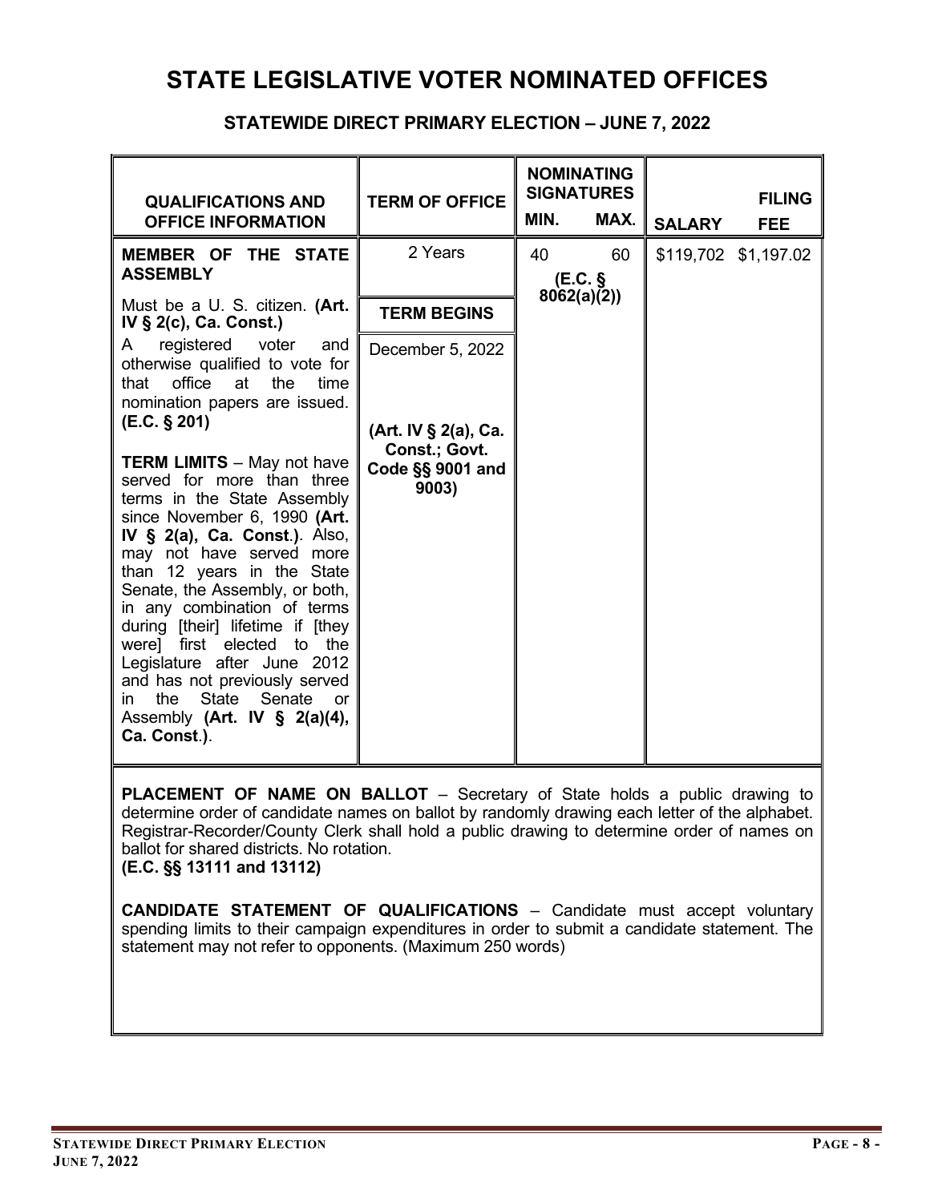# STATE LEGISLATIVE VOTER NOMINATED OFFICES

## STATEWIDE DIRECT PRIMARY ELECTION – JUNE 7, 2022

| QUALIFICATIONS AND OFFICE INFORMATION | TERM OF OFFICE | NOMINATING SIGNATURES MIN. | NOMINATING SIGNATURES MAX. | SALARY | FILING FEE |
|---|---|---|---|---|---|
| **MEMBER OF THE STATE ASSEMBLY**<br><br>Must be a U. S. citizen. **(Art. IV § 2(c), Ca. Const.)**<br><br>A registered voter and otherwise qualified to vote for that office at the time nomination papers are issued. **(E.C. § 201)**<br><br>**TERM LIMITS** – May not have served for more than three terms in the State Assembly since November 6, 1990 **(Art. IV § 2(a), Ca. Const.)**. Also, may not have served more than 12 years in the State Senate, the Assembly, or both, in any combination of terms during [their] lifetime if [they were] first elected to the Legislature after June 2012 and has not previously served in the State Senate or Assembly **(Art. IV § 2(a)(4), Ca. Const.)**. | 2 Years<br><br>**TERM BEGINS**<br><br>December 5, 2022<br><br>**(Art. IV § 2(a), Ca. Const.; Govt. Code §§ 9001 and 9003)** | 40 | 60<br>**(E.C. § 8062(a)(2))** | $119,702 | $1,197.02 |

**PLACEMENT OF NAME ON BALLOT** – Secretary of State holds a public drawing to determine order of candidate names on ballot by randomly drawing each letter of the alphabet. Registrar-Recorder/County Clerk shall hold a public drawing to determine order of names on ballot for shared districts. No rotation.
**(E.C. §§ 13111 and 13112)**

**CANDIDATE STATEMENT OF QUALIFICATIONS** – Candidate must accept voluntary spending limits to their campaign expenditures in order to submit a candidate statement. The statement may not refer to opponents. (Maximum 250 words)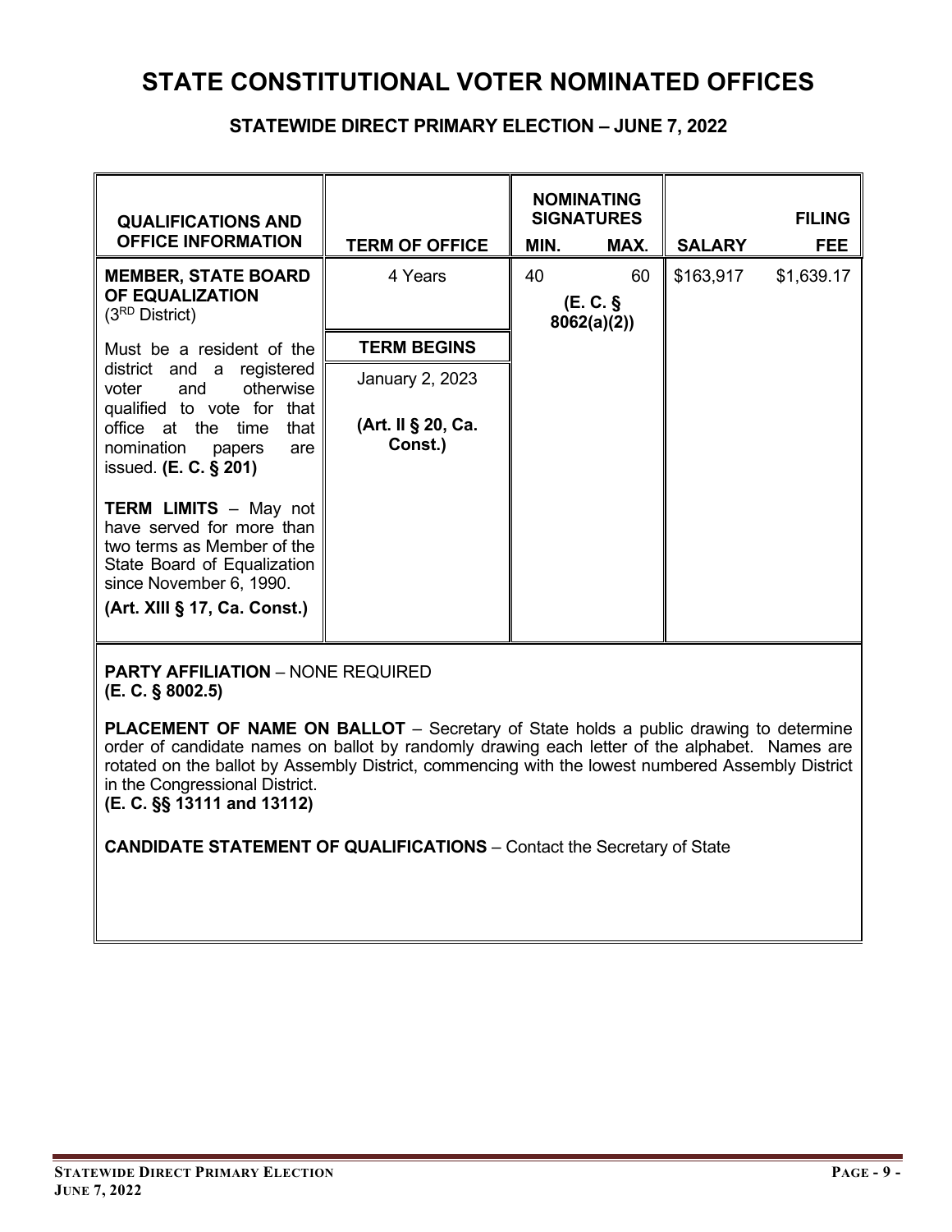# STATE CONSTITUTIONAL VOTER NOMINATED OFFICES

## STATEWIDE DIRECT PRIMARY ELECTION – JUNE 7, 2022

| QUALIFICATIONS AND OFFICE INFORMATION | TERM OF OFFICE | NOMINATING SIGNATURES MIN. | NOMINATING SIGNATURES MAX. | SALARY | FILING FEE |
|---|---|---|---|---|---|
| **MEMBER, STATE BOARD OF EQUALIZATION** (3RD District)<br><br>Must be a resident of the district and a registered voter and otherwise qualified to vote for that office at the time that nomination papers are issued. **(E. C. § 201)**<br><br>**TERM LIMITS** – May not have served for more than two terms as Member of the State Board of Equalization since November 6, 1990.<br>**(Art. XIII § 17, Ca. Const.)** | 4 Years<br><br>**TERM BEGINS**<br>January 2, 2023<br><br>**(Art. II § 20, Ca. Const.)** | 40<br>**(E. C. § 8062(a)(2))** | 60 | $163,917 | $1,639.17 |

**PARTY AFFILIATION** – NONE REQUIRED
**(E. C. § 8002.5)**

**PLACEMENT OF NAME ON BALLOT** – Secretary of State holds a public drawing to determine order of candidate names on ballot by randomly drawing each letter of the alphabet. Names are rotated on the ballot by Assembly District, commencing with the lowest numbered Assembly District in the Congressional District.
**(E. C. §§ 13111 and 13112)**

**CANDIDATE STATEMENT OF QUALIFICATIONS** – Contact the Secretary of State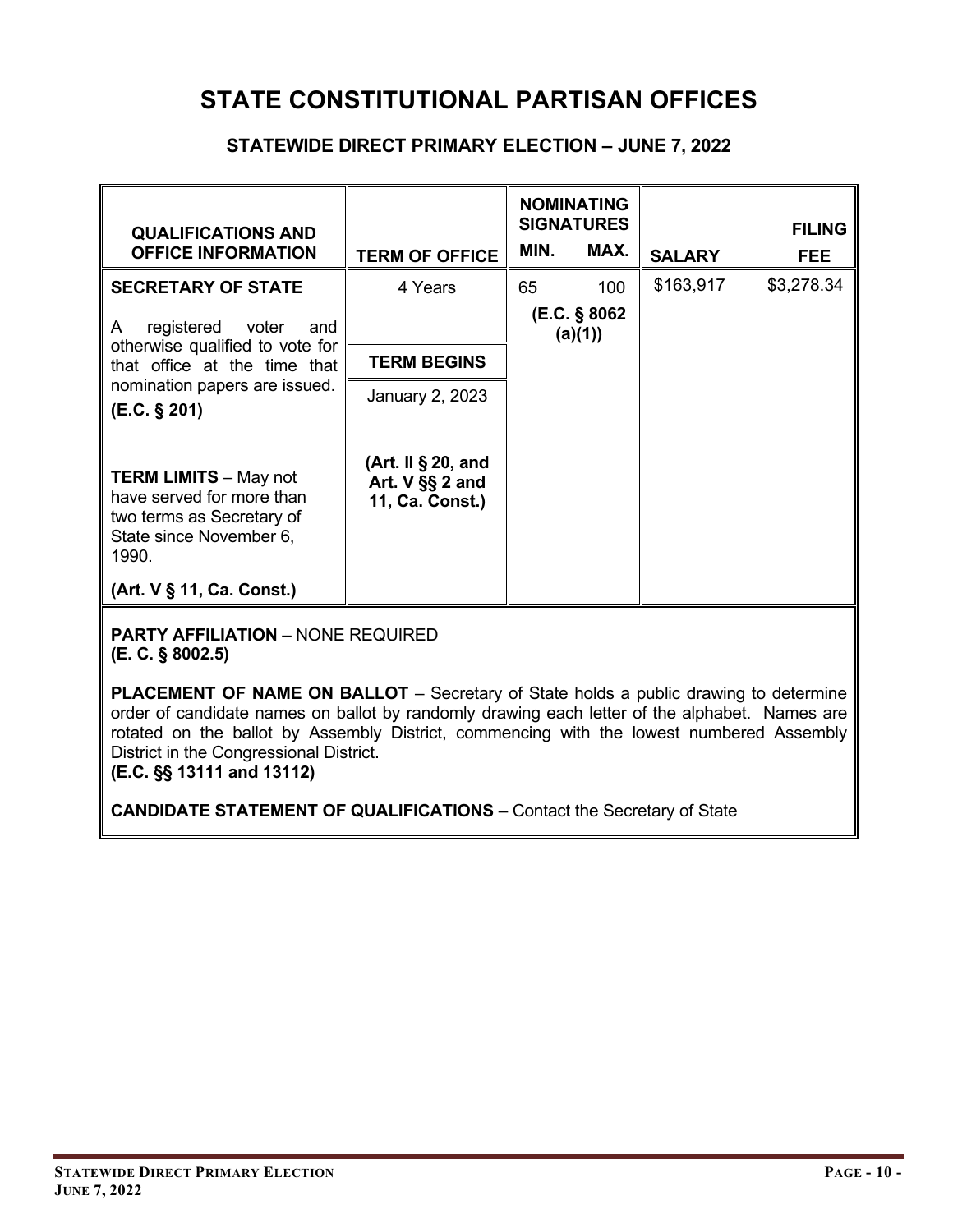# STATE CONSTITUTIONAL PARTISAN OFFICES

## STATEWIDE DIRECT PRIMARY ELECTION – JUNE 7, 2022

| QUALIFICATIONS AND OFFICE INFORMATION | TERM OF OFFICE | NOMINATING SIGNATURES MIN. | MAX. | SALARY | FILING FEE |
|---|---|---|---|---|---|
| **SECRETARY OF STATE**<br><br>A registered voter and otherwise qualified to vote for that office at the time that nomination papers are issued.<br>**(E.C. § 201)**<br><br>**TERM LIMITS** – May not have served for more than two terms as Secretary of State since November 6, 1990.<br><br>**(Art. V § 11, Ca. Const.)** | 4 Years<br><br>**TERM BEGINS**<br><br>January 2, 2023<br><br>**(Art. II § 20, and Art. V §§ 2 and 11, Ca. Const.)** | 65<br><br>**(E.C. § 8062 (a)(1))** | 100 | $163,917 | $3,278.34 |

**PARTY AFFILIATION** – NONE REQUIRED
**(E. C. § 8002.5)**

**PLACEMENT OF NAME ON BALLOT** – Secretary of State holds a public drawing to determine order of candidate names on ballot by randomly drawing each letter of the alphabet. Names are rotated on the ballot by Assembly District, commencing with the lowest numbered Assembly District in the Congressional District.
**(E.C. §§ 13111 and 13112)**

**CANDIDATE STATEMENT OF QUALIFICATIONS** – Contact the Secretary of State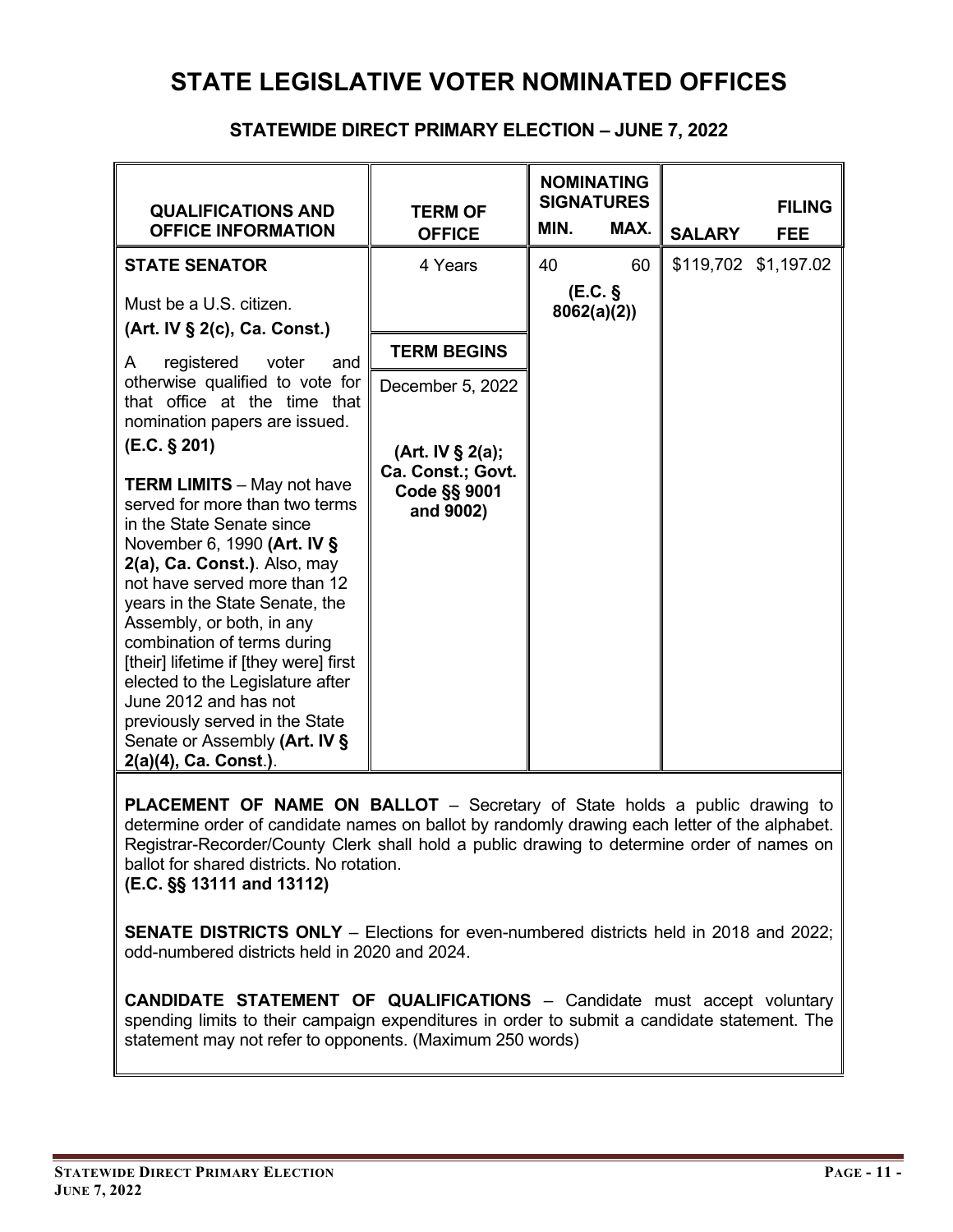# STATE LEGISLATIVE VOTER NOMINATED OFFICES

## STATEWIDE DIRECT PRIMARY ELECTION – JUNE 7, 2022

| QUALIFICATIONS AND OFFICE INFORMATION | TERM OF OFFICE | NOMINATING SIGNATURES MIN. | MAX. | SALARY | FILING FEE |
|---|---|---|---|---|---|
| **STATE SENATOR**<br><br>Must be a U.S. citizen.<br>**(Art. IV § 2(c), Ca. Const.)**<br><br>A registered voter and otherwise qualified to vote for that office at the time that nomination papers are issued.<br>**(E.C. § 201)**<br><br>**TERM LIMITS** – May not have served for more than two terms in the State Senate since November 6, 1990 **(Art. IV § 2(a), Ca. Const.)**. Also, may not have served more than 12 years in the State Senate, the Assembly, or both, in any combination of terms during [their] lifetime if [they were] first elected to the Legislature after June 2012 and has not previously served in the State Senate or Assembly **(Art. IV § 2(a)(4), Ca. Const.)**. | 4 Years<br><br>**TERM BEGINS**<br><br>December 5, 2022<br><br>**(Art. IV § 2(a); Ca. Const.; Govt. Code §§ 9001 and 9002)** | 40<br><br>**(E.C. § 8062(a)(2))** | 60 | $119,702 | $1,197.02 |

**PLACEMENT OF NAME ON BALLOT** – Secretary of State holds a public drawing to determine order of candidate names on ballot by randomly drawing each letter of the alphabet. Registrar-Recorder/County Clerk shall hold a public drawing to determine order of names on ballot for shared districts. No rotation.
**(E.C. §§ 13111 and 13112)**

**SENATE DISTRICTS ONLY** – Elections for even-numbered districts held in 2018 and 2022; odd-numbered districts held in 2020 and 2024.

**CANDIDATE STATEMENT OF QUALIFICATIONS** – Candidate must accept voluntary spending limits to their campaign expenditures in order to submit a candidate statement. The statement may not refer to opponents. (Maximum 250 words)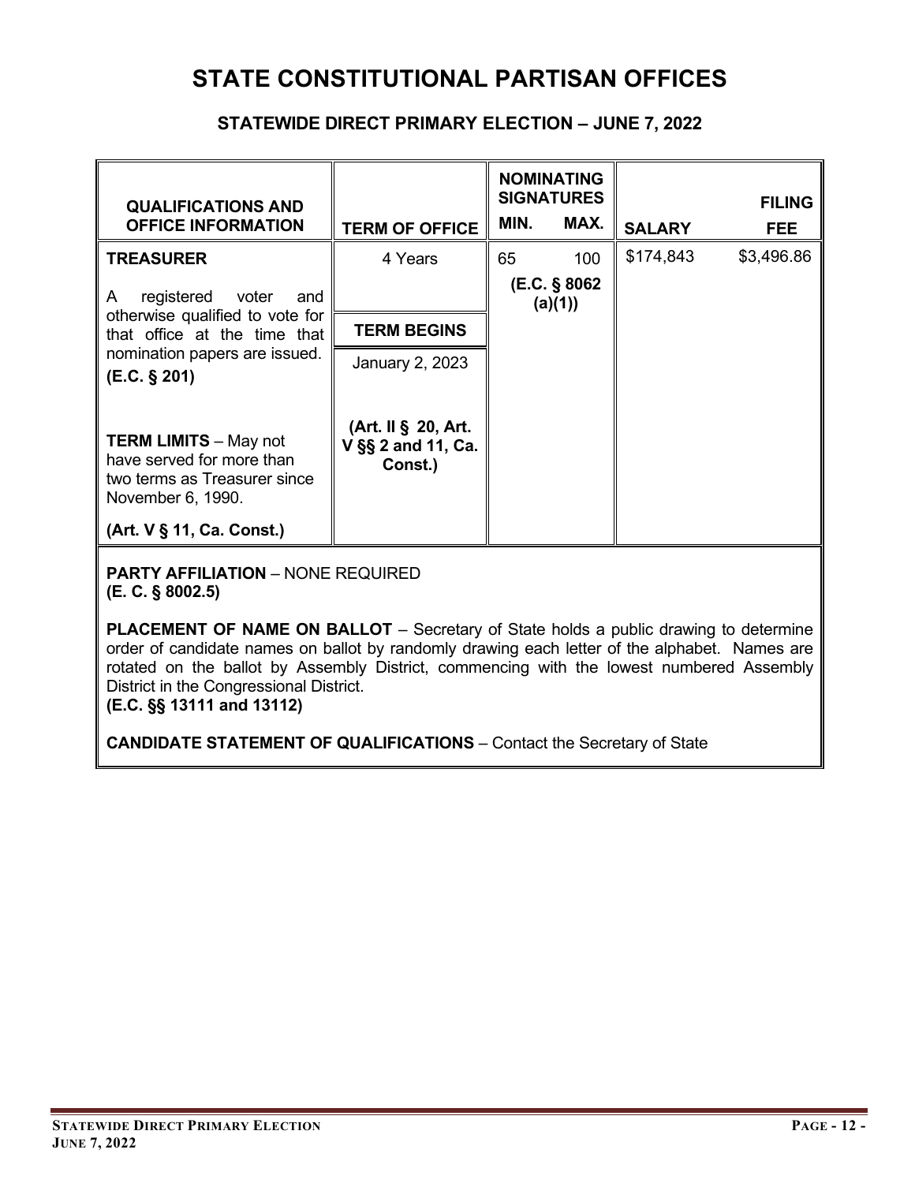# STATE CONSTITUTIONAL PARTISAN OFFICES

## STATEWIDE DIRECT PRIMARY ELECTION – JUNE 7, 2022

| QUALIFICATIONS AND OFFICE INFORMATION | TERM OF OFFICE | NOMINATING SIGNATURES MIN. | NOMINATING SIGNATURES MAX. | SALARY | FILING FEE |
|---|---|---|---|---|---|
| **TREASURER**<br><br>A registered voter and otherwise qualified to vote for that office at the time that nomination papers are issued.<br>**(E.C. § 201)**<br><br>**TERM LIMITS** – May not have served for more than two terms as Treasurer since November 6, 1990.<br><br>**(Art. V § 11, Ca. Const.)** | 4 Years<br><br>**TERM BEGINS**<br><br>January 2, 2023<br><br>**(Art. II § 20, Art. V §§ 2 and 11, Ca. Const.)** | 65<br><br>**(E.C. § 8062 (a)(1))** | 100 | $174,843 | $3,496.86 |

**PARTY AFFILIATION** – NONE REQUIRED
**(E. C. § 8002.5)**

**PLACEMENT OF NAME ON BALLOT** – Secretary of State holds a public drawing to determine order of candidate names on ballot by randomly drawing each letter of the alphabet. Names are rotated on the ballot by Assembly District, commencing with the lowest numbered Assembly District in the Congressional District.
**(E.C. §§ 13111 and 13112)**

**CANDIDATE STATEMENT OF QUALIFICATIONS** – Contact the Secretary of State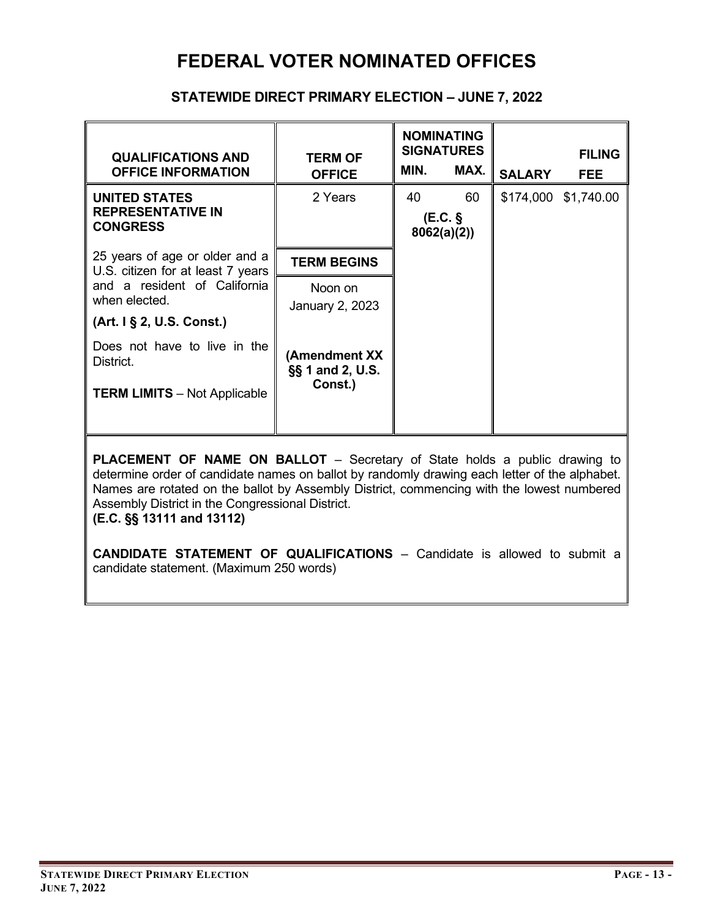# FEDERAL VOTER NOMINATED OFFICES

## STATEWIDE DIRECT PRIMARY ELECTION – JUNE 7, 2022

| QUALIFICATIONS AND OFFICE INFORMATION | TERM OF OFFICE | NOMINATING SIGNATURES MIN. | NOMINATING SIGNATURES MAX. | SALARY | FILING FEE |
|---|---|---|---|---|---|
| **UNITED STATES REPRESENTATIVE IN CONGRESS**<br><br>25 years of age or older and a U.S. citizen for at least 7 years and a resident of California when elected.<br>**(Art. I § 2, U.S. Const.)**<br><br>Does not have to live in the District.<br><br>**TERM LIMITS** – Not Applicable | 2 Years<br><br>**TERM BEGINS**<br><br>Noon on January 2, 2023<br><br>**(Amendment XX §§ 1 and 2, U.S. Const.)** | 40<br>**(E.C. § 8062(a)(2))** | 60 | $174,000 | $1,740.00 |

**PLACEMENT OF NAME ON BALLOT** – Secretary of State holds a public drawing to determine order of candidate names on ballot by randomly drawing each letter of the alphabet. Names are rotated on the ballot by Assembly District, commencing with the lowest numbered Assembly District in the Congressional District.
**(E.C. §§ 13111 and 13112)**

**CANDIDATE STATEMENT OF QUALIFICATIONS** – Candidate is allowed to submit a candidate statement. (Maximum 250 words)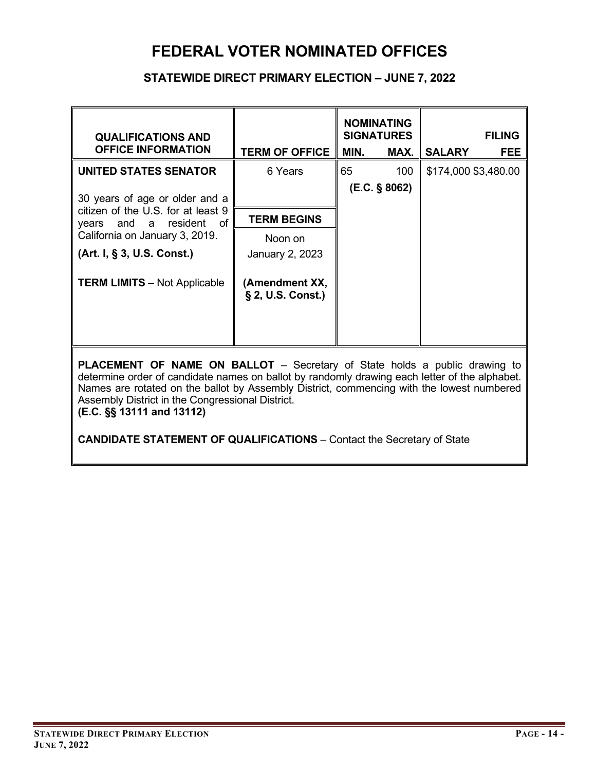# FEDERAL VOTER NOMINATED OFFICES

### STATEWIDE DIRECT PRIMARY ELECTION – JUNE 7, 2022

| QUALIFICATIONS AND OFFICE INFORMATION | TERM OF OFFICE | NOMINATING SIGNATURES MIN. | NOMINATING SIGNATURES MAX. | SALARY | FILING FEE |
|---|---|---|---|---|---|
| **UNITED STATES SENATOR**<br><br>30 years of age or older and a citizen of the U.S. for at least 9 years and a resident of California on January 3, 2019.<br>**(Art. I, § 3, U.S. Const.)**<br><br>**TERM LIMITS** – Not Applicable | 6 Years<br><br>**TERM BEGINS**<br>Noon on January 2, 2023<br><br>**(Amendment XX, § 2, U.S. Const.)** | 65 | 100<br>**(E.C. § 8062)** | $174,000 | $3,480.00 |

**PLACEMENT OF NAME ON BALLOT** – Secretary of State holds a public drawing to determine order of candidate names on ballot by randomly drawing each letter of the alphabet. Names are rotated on the ballot by Assembly District, commencing with the lowest numbered Assembly District in the Congressional District.
**(E.C. §§ 13111 and 13112)**

**CANDIDATE STATEMENT OF QUALIFICATIONS** – Contact the Secretary of State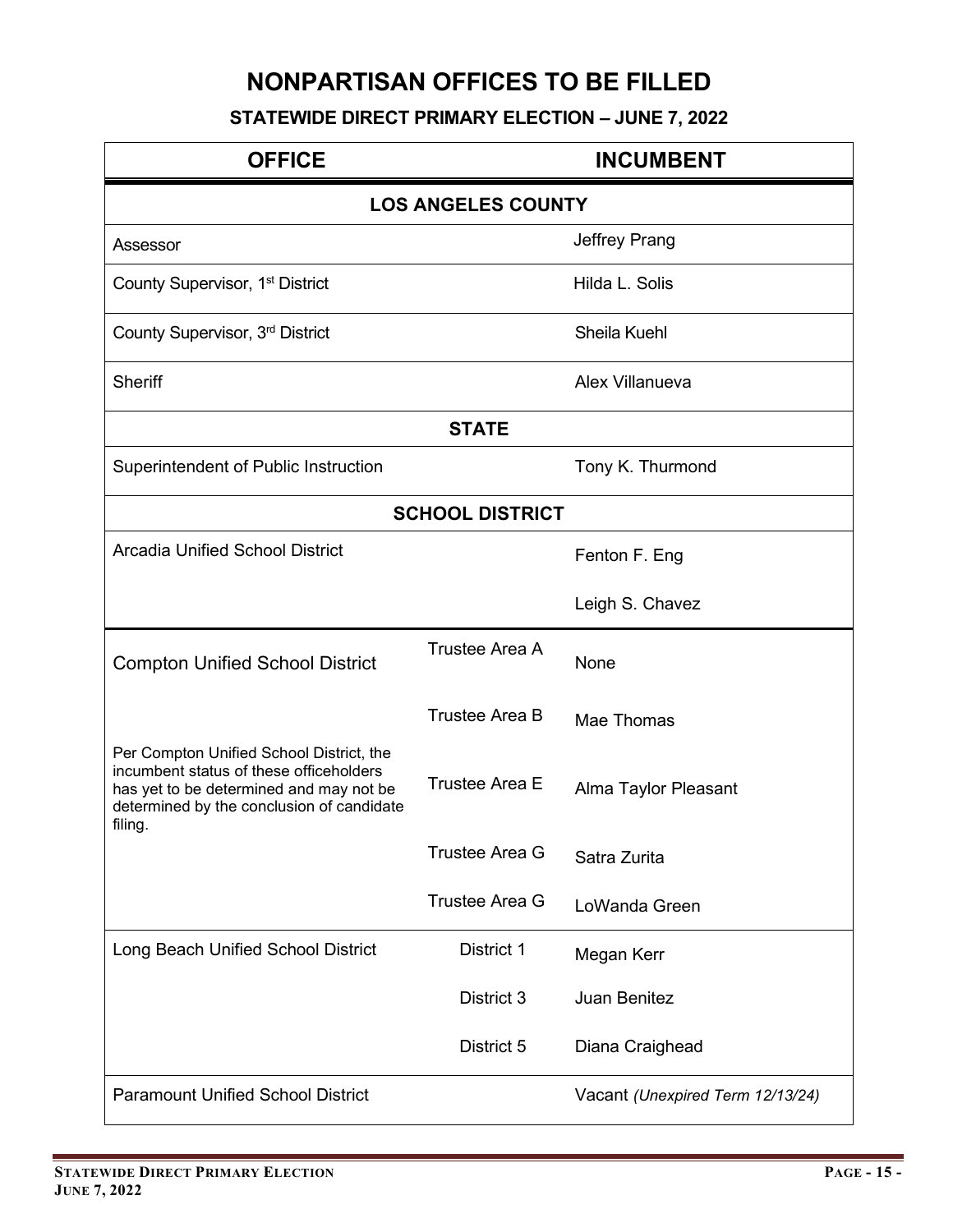# NONPARTISAN OFFICES TO BE FILLED

## STATEWIDE DIRECT PRIMARY ELECTION – JUNE 7, 2022

| OFFICE | | INCUMBENT |
|---|---|---|
| **LOS ANGELES COUNTY** | | |
| Assessor | | Jeffrey Prang |
| County Supervisor, 1st District | | Hilda L. Solis |
| County Supervisor, 3rd District | | Sheila Kuehl |
| Sheriff | | Alex Villanueva |
| **STATE** | | |
| Superintendent of Public Instruction | | Tony K. Thurmond |
| **SCHOOL DISTRICT** | | |
| Arcadia Unified School District | | Fenton F. Eng |
| | | Leigh S. Chavez |
| Compton Unified School District | Trustee Area A | None |
| | Trustee Area B | Mae Thomas |
| Per Compton Unified School District, the incumbent status of these officeholders has yet to be determined and may not be determined by the conclusion of candidate filing. | Trustee Area E | Alma Taylor Pleasant |
| | Trustee Area G | Satra Zurita |
| | Trustee Area G | LoWanda Green |
| Long Beach Unified School District | District 1 | Megan Kerr |
| | District 3 | Juan Benitez |
| | District 5 | Diana Craighead |
| Paramount Unified School District | | Vacant *(Unexpired Term 12/13/24)* |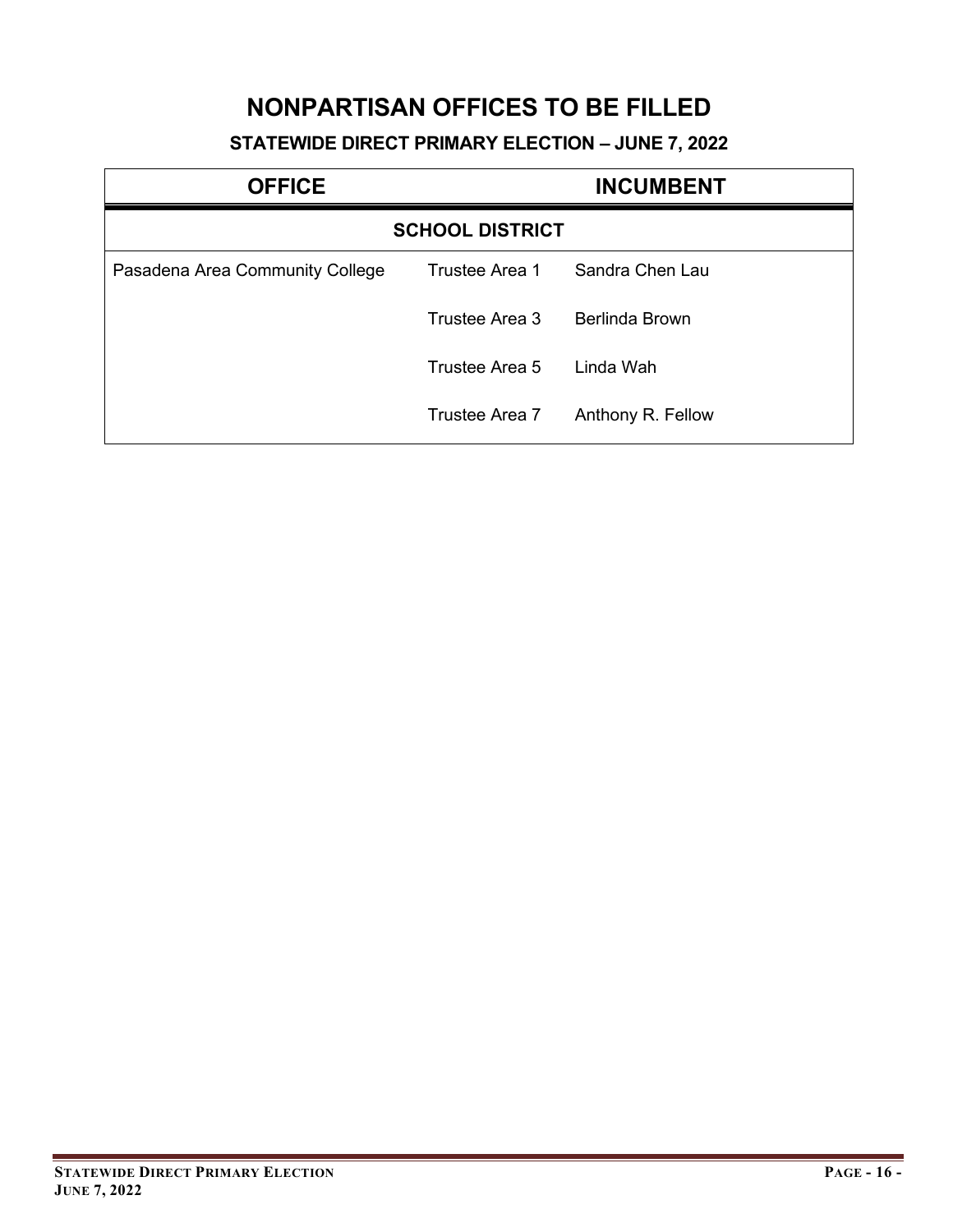# NONPARTISAN OFFICES TO BE FILLED

### STATEWIDE DIRECT PRIMARY ELECTION – JUNE 7, 2022

| OFFICE | | INCUMBENT |
|---|---|---|
| **SCHOOL DISTRICT** | | |
| Pasadena Area Community College | Trustee Area 1 | Sandra Chen Lau |
| | Trustee Area 3 | Berlinda Brown |
| | Trustee Area 5 | Linda Wah |
| | Trustee Area 7 | Anthony R. Fellow |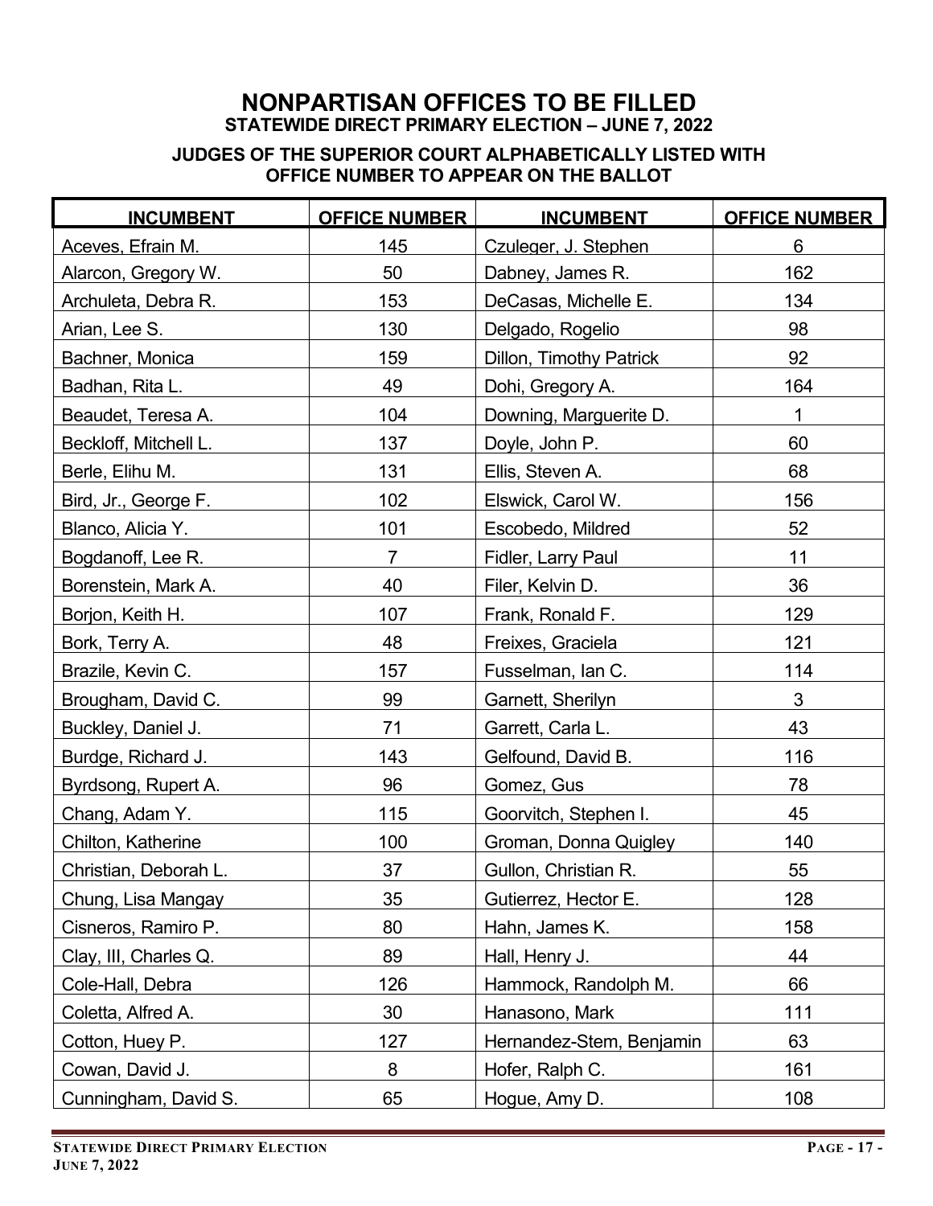# NONPARTISAN OFFICES TO BE FILLED

### STATEWIDE DIRECT PRIMARY ELECTION – JUNE 7, 2022

### JUDGES OF THE SUPERIOR COURT ALPHABETICALLY LISTED WITH OFFICE NUMBER TO APPEAR ON THE BALLOT

| INCUMBENT | OFFICE NUMBER | INCUMBENT | OFFICE NUMBER |
|---|---|---|---|
| Aceves, Efrain M. | 145 | Czuleger, J. Stephen | 6 |
| Alarcon, Gregory W. | 50 | Dabney, James R. | 162 |
| Archuleta, Debra R. | 153 | DeCasas, Michelle E. | 134 |
| Arian, Lee S. | 130 | Delgado, Rogelio | 98 |
| Bachner, Monica | 159 | Dillon, Timothy Patrick | 92 |
| Badhan, Rita L. | 49 | Dohi, Gregory A. | 164 |
| Beaudet, Teresa A. | 104 | Downing, Marguerite D. | 1 |
| Beckloff, Mitchell L. | 137 | Doyle, John P. | 60 |
| Berle, Elihu M. | 131 | Ellis, Steven A. | 68 |
| Bird, Jr., George F. | 102 | Elswick, Carol W. | 156 |
| Blanco, Alicia Y. | 101 | Escobedo, Mildred | 52 |
| Bogdanoff, Lee R. | 7 | Fidler, Larry Paul | 11 |
| Borenstein, Mark A. | 40 | Filer, Kelvin D. | 36 |
| Borjon, Keith H. | 107 | Frank, Ronald F. | 129 |
| Bork, Terry A. | 48 | Freixes, Graciela | 121 |
| Brazile, Kevin C. | 157 | Fusselman, Ian C. | 114 |
| Brougham, David C. | 99 | Garnett, Sherilyn | 3 |
| Buckley, Daniel J. | 71 | Garrett, Carla L. | 43 |
| Burdge, Richard J. | 143 | Gelfound, David B. | 116 |
| Byrdsong, Rupert A. | 96 | Gomez, Gus | 78 |
| Chang, Adam Y. | 115 | Goorvitch, Stephen I. | 45 |
| Chilton, Katherine | 100 | Groman, Donna Quigley | 140 |
| Christian, Deborah L. | 37 | Gullon, Christian R. | 55 |
| Chung, Lisa Mangay | 35 | Gutierrez, Hector E. | 128 |
| Cisneros, Ramiro P. | 80 | Hahn, James K. | 158 |
| Clay, III, Charles Q. | 89 | Hall, Henry J. | 44 |
| Cole-Hall, Debra | 126 | Hammock, Randolph M. | 66 |
| Coletta, Alfred A. | 30 | Hanasono, Mark | 111 |
| Cotton, Huey P. | 127 | Hernandez-Stem, Benjamin | 63 |
| Cowan, David J. | 8 | Hofer, Ralph C. | 161 |
| Cunningham, David S. | 65 | Hogue, Amy D. | 108 |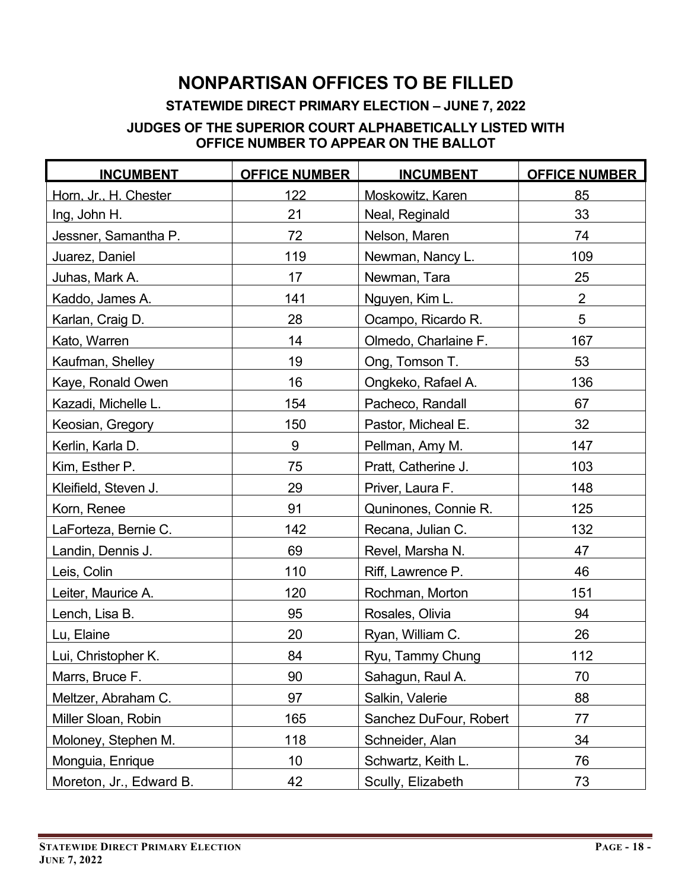# NONPARTISAN OFFICES TO BE FILLED

### STATEWIDE DIRECT PRIMARY ELECTION – JUNE 7, 2022

### JUDGES OF THE SUPERIOR COURT ALPHABETICALLY LISTED WITH OFFICE NUMBER TO APPEAR ON THE BALLOT

| INCUMBENT | OFFICE NUMBER | INCUMBENT | OFFICE NUMBER |
|---|---|---|---|
| Horn, Jr., H. Chester | 122 | Moskowitz, Karen | 85 |
| Ing, John H. | 21 | Neal, Reginald | 33 |
| Jessner, Samantha P. | 72 | Nelson, Maren | 74 |
| Juarez, Daniel | 119 | Newman, Nancy L. | 109 |
| Juhas, Mark A. | 17 | Newman, Tara | 25 |
| Kaddo, James A. | 141 | Nguyen, Kim L. | 2 |
| Karlan, Craig D. | 28 | Ocampo, Ricardo R. | 5 |
| Kato, Warren | 14 | Olmedo, Charlaine F. | 167 |
| Kaufman, Shelley | 19 | Ong, Tomson T. | 53 |
| Kaye, Ronald Owen | 16 | Ongkeko, Rafael A. | 136 |
| Kazadi, Michelle L. | 154 | Pacheco, Randall | 67 |
| Keosian, Gregory | 150 | Pastor, Micheal E. | 32 |
| Kerlin, Karla D. | 9 | Pellman, Amy M. | 147 |
| Kim, Esther P. | 75 | Pratt, Catherine J. | 103 |
| Kleifield, Steven J. | 29 | Priver, Laura F. | 148 |
| Korn, Renee | 91 | Quninones, Connie R. | 125 |
| LaForteza, Bernie C. | 142 | Recana, Julian C. | 132 |
| Landin, Dennis J. | 69 | Revel, Marsha N. | 47 |
| Leis, Colin | 110 | Riff, Lawrence P. | 46 |
| Leiter, Maurice A. | 120 | Rochman, Morton | 151 |
| Lench, Lisa B. | 95 | Rosales, Olivia | 94 |
| Lu, Elaine | 20 | Ryan, William C. | 26 |
| Lui, Christopher K. | 84 | Ryu, Tammy Chung | 112 |
| Marrs, Bruce F. | 90 | Sahagun, Raul A. | 70 |
| Meltzer, Abraham C. | 97 | Salkin, Valerie | 88 |
| Miller Sloan, Robin | 165 | Sanchez DuFour, Robert | 77 |
| Moloney, Stephen M. | 118 | Schneider, Alan | 34 |
| Monguia, Enrique | 10 | Schwartz, Keith L. | 76 |
| Moreton, Jr., Edward B. | 42 | Scully, Elizabeth | 73 |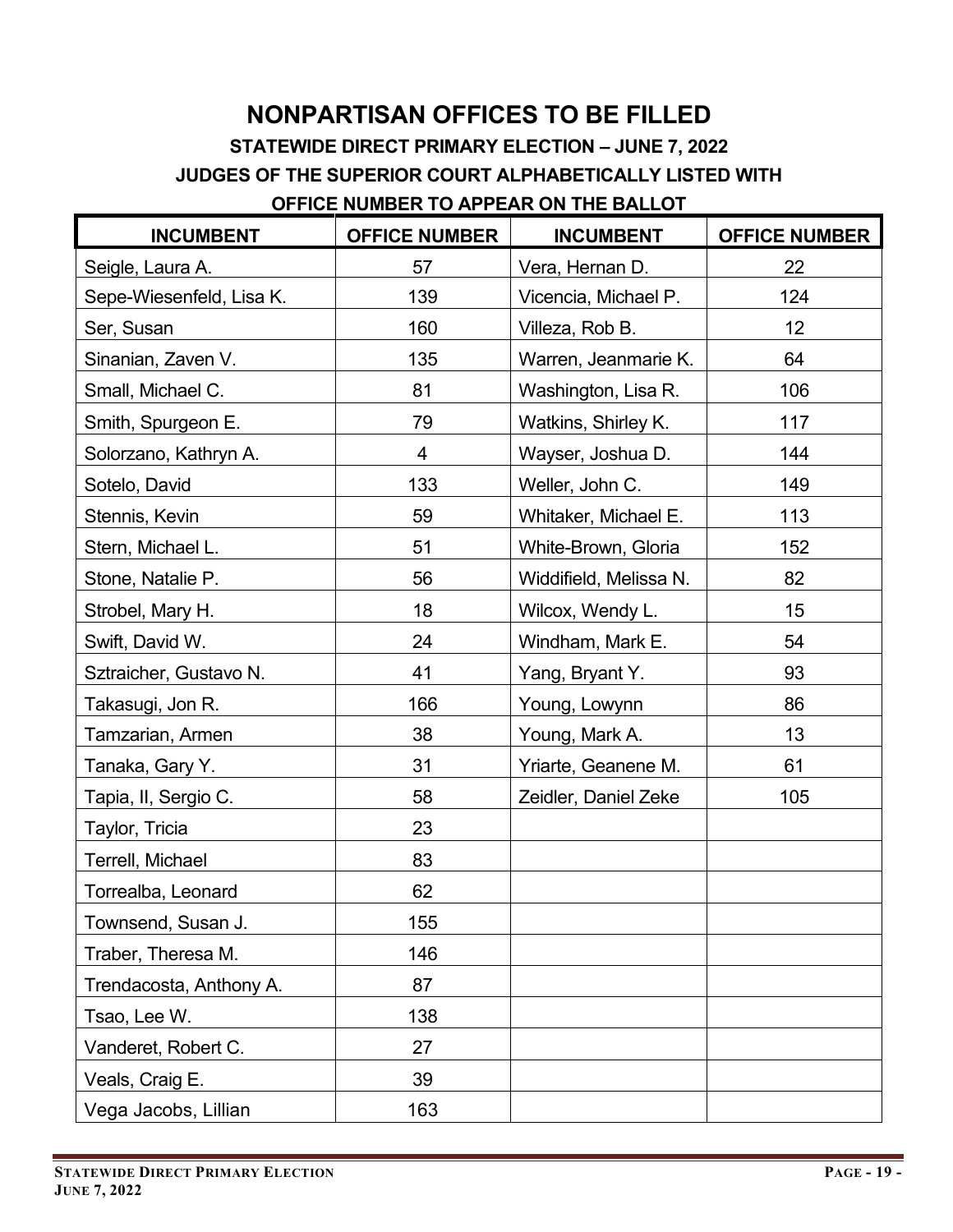# NONPARTISAN OFFICES TO BE FILLED

### STATEWIDE DIRECT PRIMARY ELECTION – JUNE 7, 2022

### JUDGES OF THE SUPERIOR COURT ALPHABETICALLY LISTED WITH OFFICE NUMBER TO APPEAR ON THE BALLOT

| INCUMBENT | OFFICE NUMBER | INCUMBENT | OFFICE NUMBER |
|---|---|---|---|
| Seigle, Laura A. | 57 | Vera, Hernan D. | 22 |
| Sepe-Wiesenfeld, Lisa K. | 139 | Vicencia, Michael P. | 124 |
| Ser, Susan | 160 | Villeza, Rob B. | 12 |
| Sinanian, Zaven V. | 135 | Warren, Jeanmarie K. | 64 |
| Small, Michael C. | 81 | Washington, Lisa R. | 106 |
| Smith, Spurgeon E. | 79 | Watkins, Shirley K. | 117 |
| Solorzano, Kathryn A. | 4 | Wayser, Joshua D. | 144 |
| Sotelo, David | 133 | Weller, John C. | 149 |
| Stennis, Kevin | 59 | Whitaker, Michael E. | 113 |
| Stern, Michael L. | 51 | White-Brown, Gloria | 152 |
| Stone, Natalie P. | 56 | Widdifield, Melissa N. | 82 |
| Strobel, Mary H. | 18 | Wilcox, Wendy L. | 15 |
| Swift, David W. | 24 | Windham, Mark E. | 54 |
| Sztraicher, Gustavo N. | 41 | Yang, Bryant Y. | 93 |
| Takasugi, Jon R. | 166 | Young, Lowynn | 86 |
| Tamzarian, Armen | 38 | Young, Mark A. | 13 |
| Tanaka, Gary Y. | 31 | Yriarte, Geanene M. | 61 |
| Tapia, II, Sergio C. | 58 | Zeidler, Daniel Zeke | 105 |
| Taylor, Tricia | 23 | | |
| Terrell, Michael | 83 | | |
| Torrealba, Leonard | 62 | | |
| Townsend, Susan J. | 155 | | |
| Traber, Theresa M. | 146 | | |
| Trendacosta, Anthony A. | 87 | | |
| Tsao, Lee W. | 138 | | |
| Vanderet, Robert C. | 27 | | |
| Veals, Craig E. | 39 | | |
| Vega Jacobs, Lillian | 163 | | |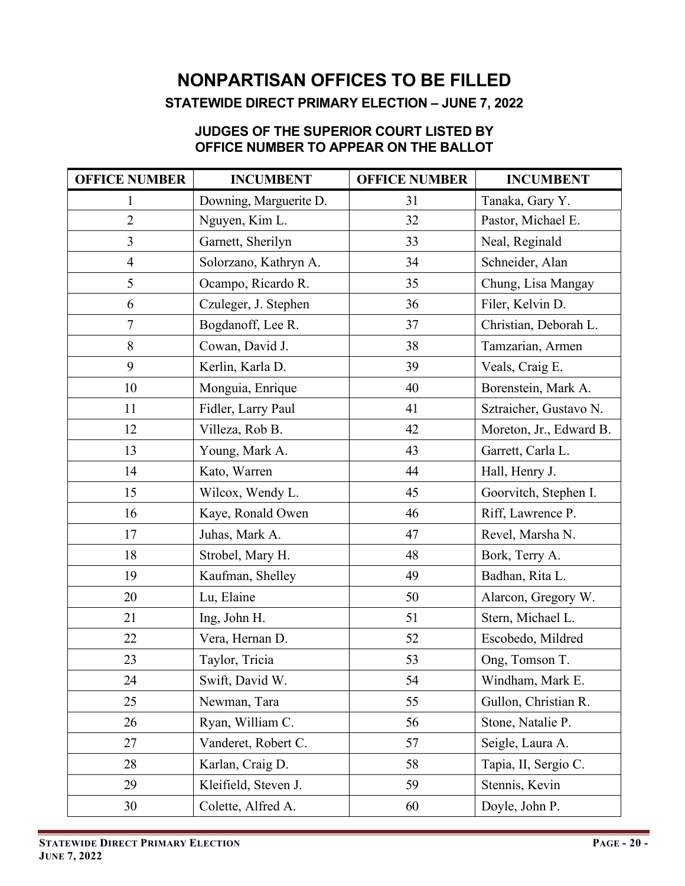# NONPARTISAN OFFICES TO BE FILLED

## STATEWIDE DIRECT PRIMARY ELECTION – JUNE 7, 2022

### JUDGES OF THE SUPERIOR COURT LISTED BY OFFICE NUMBER TO APPEAR ON THE BALLOT

| OFFICE NUMBER | INCUMBENT | OFFICE NUMBER | INCUMBENT |
|---|---|---|---|
| 1 | Downing, Marguerite D. | 31 | Tanaka, Gary Y. |
| 2 | Nguyen, Kim L. | 32 | Pastor, Michael E. |
| 3 | Garnett, Sherilyn | 33 | Neal, Reginald |
| 4 | Solorzano, Kathryn A. | 34 | Schneider, Alan |
| 5 | Ocampo, Ricardo R. | 35 | Chung, Lisa Mangay |
| 6 | Czuleger, J. Stephen | 36 | Filer, Kelvin D. |
| 7 | Bogdanoff, Lee R. | 37 | Christian, Deborah L. |
| 8 | Cowan, David J. | 38 | Tamzarian, Armen |
| 9 | Kerlin, Karla D. | 39 | Veals, Craig E. |
| 10 | Monguia, Enrique | 40 | Borenstein, Mark A. |
| 11 | Fidler, Larry Paul | 41 | Sztraicher, Gustavo N. |
| 12 | Villeza, Rob B. | 42 | Moreton, Jr., Edward B. |
| 13 | Young, Mark A. | 43 | Garrett, Carla L. |
| 14 | Kato, Warren | 44 | Hall, Henry J. |
| 15 | Wilcox, Wendy L. | 45 | Goorvitch, Stephen I. |
| 16 | Kaye, Ronald Owen | 46 | Riff, Lawrence P. |
| 17 | Juhas, Mark A. | 47 | Revel, Marsha N. |
| 18 | Strobel, Mary H. | 48 | Bork, Terry A. |
| 19 | Kaufman, Shelley | 49 | Badhan, Rita L. |
| 20 | Lu, Elaine | 50 | Alarcon, Gregory W. |
| 21 | Ing, John H. | 51 | Stern, Michael L. |
| 22 | Vera, Hernan D. | 52 | Escobedo, Mildred |
| 23 | Taylor, Tricia | 53 | Ong, Tomson T. |
| 24 | Swift, David W. | 54 | Windham, Mark E. |
| 25 | Newman, Tara | 55 | Gullon, Christian R. |
| 26 | Ryan, William C. | 56 | Stone, Natalie P. |
| 27 | Vanderet, Robert C. | 57 | Seigle, Laura A. |
| 28 | Karlan, Craig D. | 58 | Tapia, II, Sergio C. |
| 29 | Kleifield, Steven J. | 59 | Stennis, Kevin |
| 30 | Colette, Alfred A. | 60 | Doyle, John P. |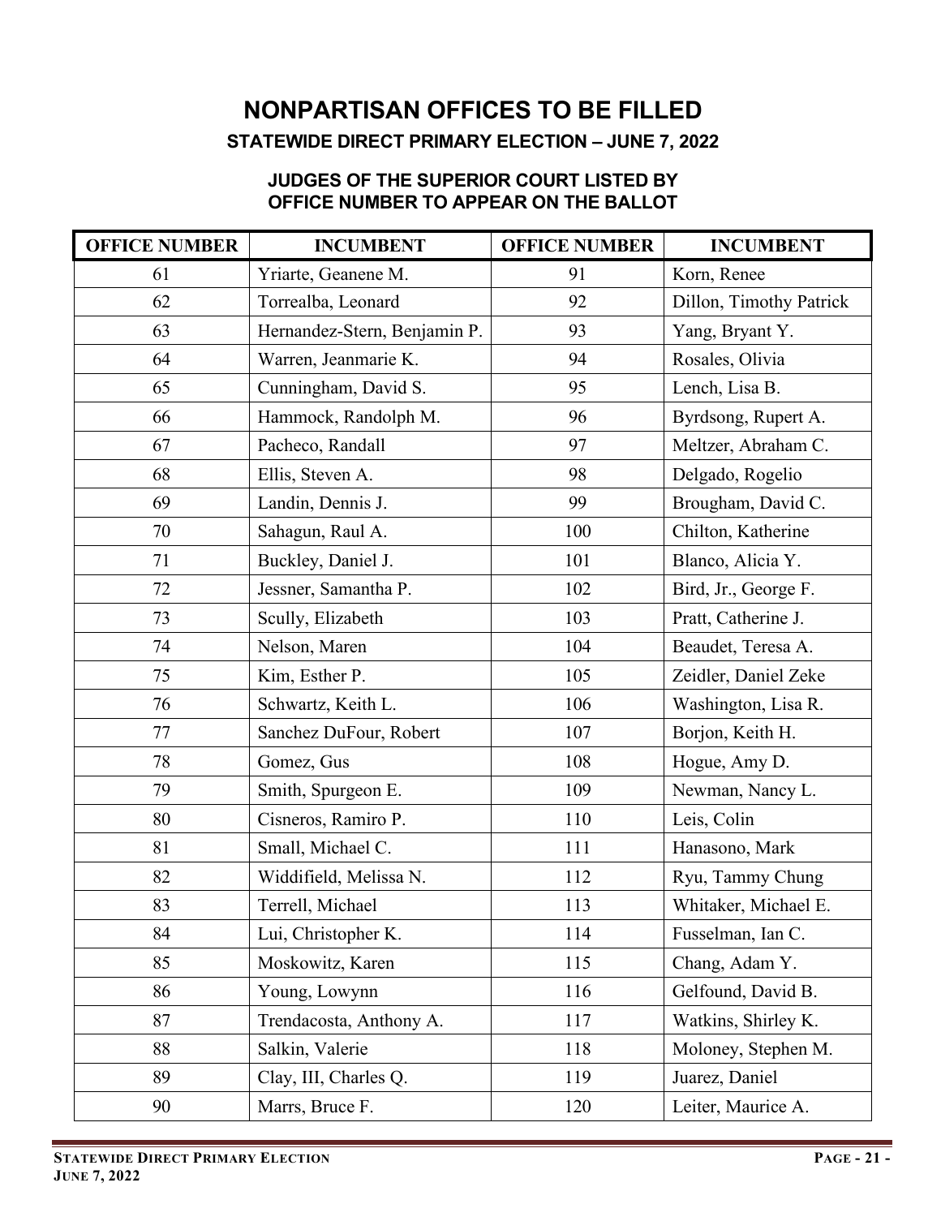# NONPARTISAN OFFICES TO BE FILLED

## STATEWIDE DIRECT PRIMARY ELECTION – JUNE 7, 2022

### JUDGES OF THE SUPERIOR COURT LISTED BY OFFICE NUMBER TO APPEAR ON THE BALLOT

| OFFICE NUMBER | INCUMBENT | OFFICE NUMBER | INCUMBENT |
|---|---|---|---|
| 61 | Yriarte, Geanene M. | 91 | Korn, Renee |
| 62 | Torrealba, Leonard | 92 | Dillon, Timothy Patrick |
| 63 | Hernandez-Stern, Benjamin P. | 93 | Yang, Bryant Y. |
| 64 | Warren, Jeanmarie K. | 94 | Rosales, Olivia |
| 65 | Cunningham, David S. | 95 | Lench, Lisa B. |
| 66 | Hammock, Randolph M. | 96 | Byrdsong, Rupert A. |
| 67 | Pacheco, Randall | 97 | Meltzer, Abraham C. |
| 68 | Ellis, Steven A. | 98 | Delgado, Rogelio |
| 69 | Landin, Dennis J. | 99 | Brougham, David C. |
| 70 | Sahagun, Raul A. | 100 | Chilton, Katherine |
| 71 | Buckley, Daniel J. | 101 | Blanco, Alicia Y. |
| 72 | Jessner, Samantha P. | 102 | Bird, Jr., George F. |
| 73 | Scully, Elizabeth | 103 | Pratt, Catherine J. |
| 74 | Nelson, Maren | 104 | Beaudet, Teresa A. |
| 75 | Kim, Esther P. | 105 | Zeidler, Daniel Zeke |
| 76 | Schwartz, Keith L. | 106 | Washington, Lisa R. |
| 77 | Sanchez DuFour, Robert | 107 | Borjon, Keith H. |
| 78 | Gomez, Gus | 108 | Hogue, Amy D. |
| 79 | Smith, Spurgeon E. | 109 | Newman, Nancy L. |
| 80 | Cisneros, Ramiro P. | 110 | Leis, Colin |
| 81 | Small, Michael C. | 111 | Hanasono, Mark |
| 82 | Widdifield, Melissa N. | 112 | Ryu, Tammy Chung |
| 83 | Terrell, Michael | 113 | Whitaker, Michael E. |
| 84 | Lui, Christopher K. | 114 | Fusselman, Ian C. |
| 85 | Moskowitz, Karen | 115 | Chang, Adam Y. |
| 86 | Young, Lowynn | 116 | Gelfound, David B. |
| 87 | Trendacosta, Anthony A. | 117 | Watkins, Shirley K. |
| 88 | Salkin, Valerie | 118 | Moloney, Stephen M. |
| 89 | Clay, III, Charles Q. | 119 | Juarez, Daniel |
| 90 | Marrs, Bruce F. | 120 | Leiter, Maurice A. |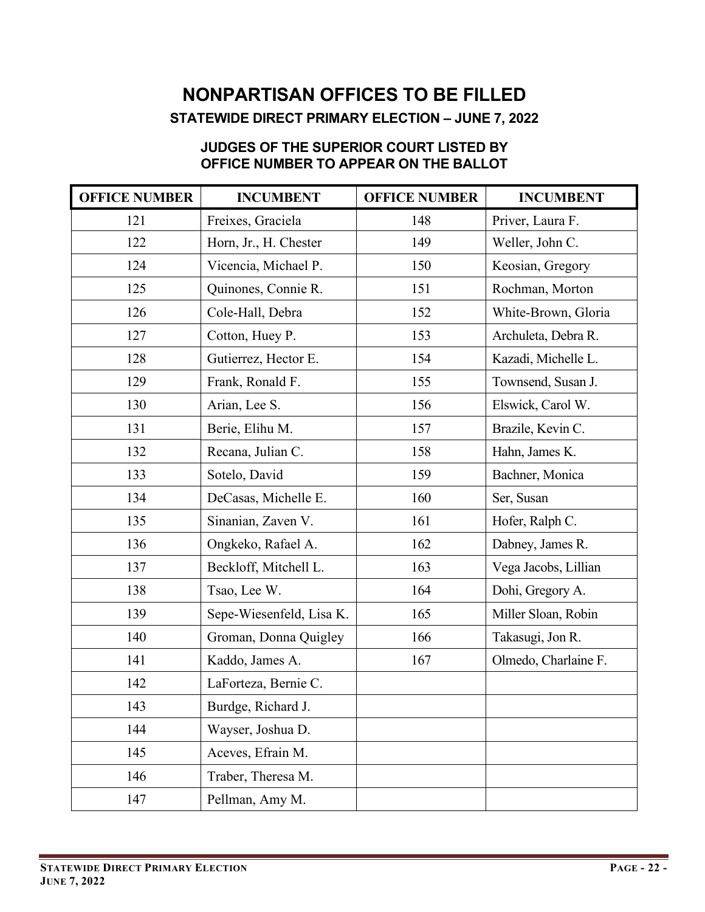# NONPARTISAN OFFICES TO BE FILLED

## STATEWIDE DIRECT PRIMARY ELECTION – JUNE 7, 2022

### JUDGES OF THE SUPERIOR COURT LISTED BY OFFICE NUMBER TO APPEAR ON THE BALLOT

| OFFICE NUMBER | INCUMBENT | OFFICE NUMBER | INCUMBENT |
|---|---|---|---|
| 121 | Freixes, Graciela | 148 | Priver, Laura F. |
| 122 | Horn, Jr., H. Chester | 149 | Weller, John C. |
| 124 | Vicencia, Michael P. | 150 | Keosian, Gregory |
| 125 | Quinones, Connie R. | 151 | Rochman, Morton |
| 126 | Cole-Hall, Debra | 152 | White-Brown, Gloria |
| 127 | Cotton, Huey P. | 153 | Archuleta, Debra R. |
| 128 | Gutierrez, Hector E. | 154 | Kazadi, Michelle L. |
| 129 | Frank, Ronald F. | 155 | Townsend, Susan J. |
| 130 | Arian, Lee S. | 156 | Elswick, Carol W. |
| 131 | Berie, Elihu M. | 157 | Brazile, Kevin C. |
| 132 | Recana, Julian C. | 158 | Hahn, James K. |
| 133 | Sotelo, David | 159 | Bachner, Monica |
| 134 | DeCasas, Michelle E. | 160 | Ser, Susan |
| 135 | Sinanian, Zaven V. | 161 | Hofer, Ralph C. |
| 136 | Ongkeko, Rafael A. | 162 | Dabney, James R. |
| 137 | Beckloff, Mitchell L. | 163 | Vega Jacobs, Lillian |
| 138 | Tsao, Lee W. | 164 | Dohi, Gregory A. |
| 139 | Sepe-Wiesenfeld, Lisa K. | 165 | Miller Sloan, Robin |
| 140 | Groman, Donna Quigley | 166 | Takasugi, Jon R. |
| 141 | Kaddo, James A. | 167 | Olmedo, Charlaine F. |
| 142 | LaForteza, Bernie C. | | |
| 143 | Burdge, Richard J. | | |
| 144 | Wayser, Joshua D. | | |
| 145 | Aceves, Efrain M. | | |
| 146 | Traber, Theresa M. | | |
| 147 | Pellman, Amy M. | | |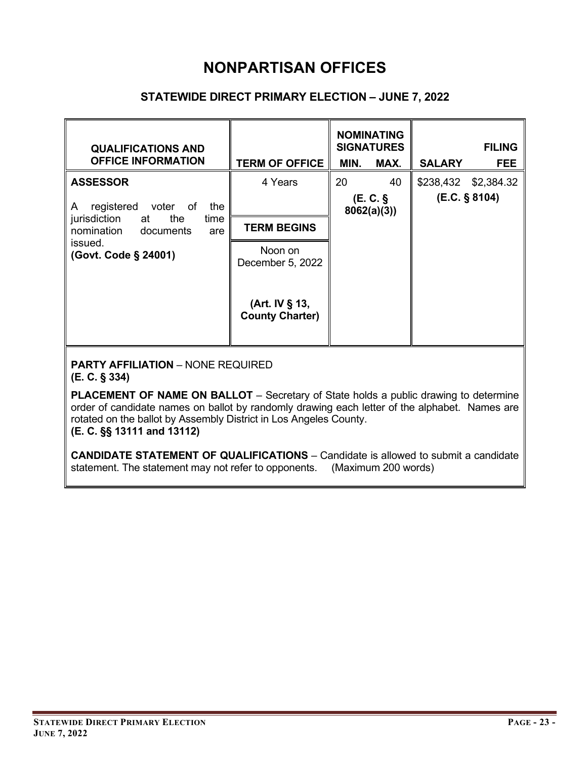# NONPARTISAN OFFICES

## STATEWIDE DIRECT PRIMARY ELECTION – JUNE 7, 2022

| QUALIFICATIONS AND OFFICE INFORMATION | TERM OF OFFICE | NOMINATING SIGNATURES MIN. | NOMINATING SIGNATURES MAX. | SALARY | FILING FEE |
|---|---|---|---|---|---|
| **ASSESSOR**<br>A registered voter of the jurisdiction at the time nomination documents are issued.<br>**(Govt. Code § 24001)** | 4 Years<br>**TERM BEGINS**<br>Noon on December 5, 2022<br>**(Art. IV § 13, County Charter)** | 20 | 40<br>**(E. C. § 8062(a)(3))** | $238,432 | $2,384.32<br>**(E.C. § 8104)** |

**PARTY AFFILIATION** – NONE REQUIRED
**(E. C. § 334)**

**PLACEMENT OF NAME ON BALLOT** – Secretary of State holds a public drawing to determine order of candidate names on ballot by randomly drawing each letter of the alphabet. Names are rotated on the ballot by Assembly District in Los Angeles County.
**(E. C. §§ 13111 and 13112)**

**CANDIDATE STATEMENT OF QUALIFICATIONS** – Candidate is allowed to submit a candidate statement. The statement may not refer to opponents. (Maximum 200 words)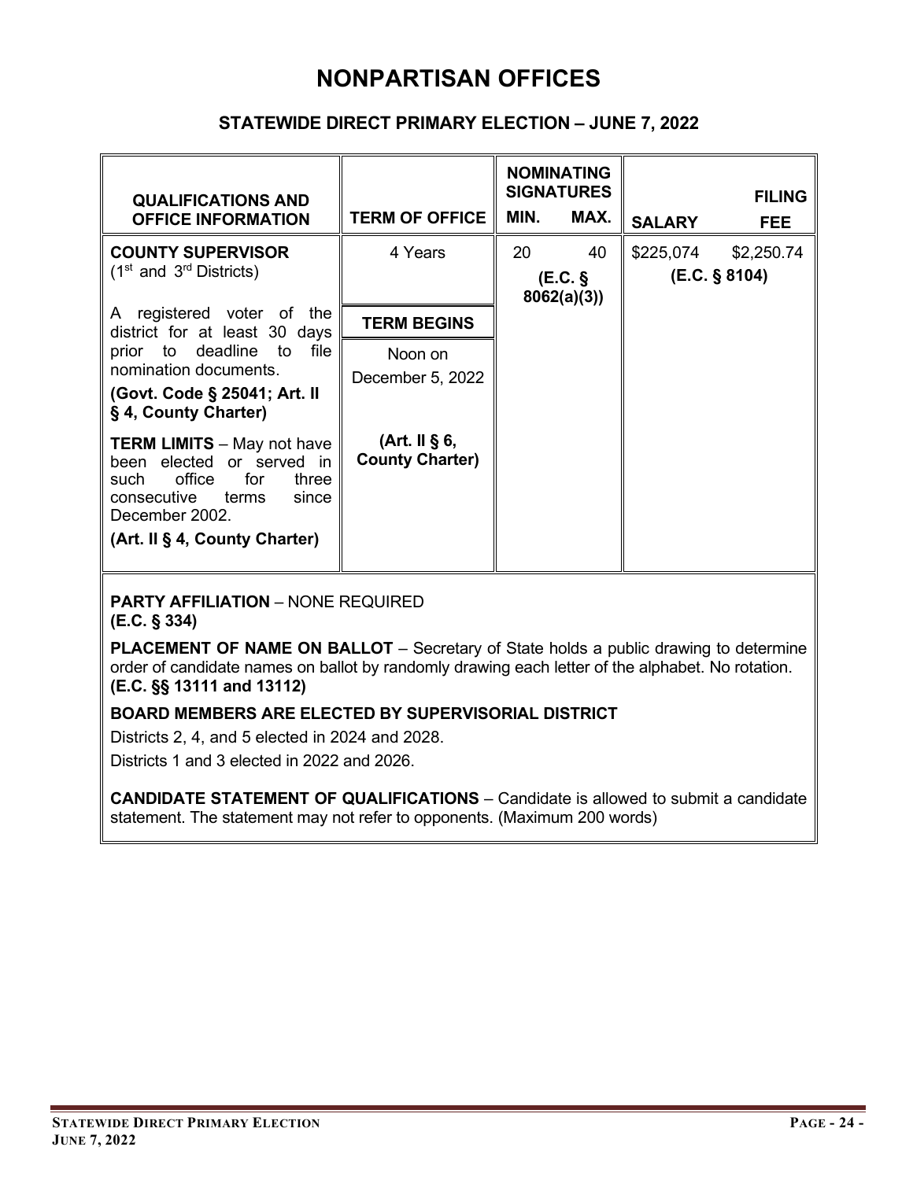# NONPARTISAN OFFICES

## STATEWIDE DIRECT PRIMARY ELECTION – JUNE 7, 2022

| QUALIFICATIONS AND OFFICE INFORMATION | TERM OF OFFICE | NOMINATING SIGNATURES MIN. | NOMINATING SIGNATURES MAX. | SALARY | FILING FEE |
|---|---|---|---|---|---|
| **COUNTY SUPERVISOR** (1st and 3rd Districts)<br><br>A registered voter of the district for at least 30 days prior to deadline to file nomination documents.<br>**(Govt. Code § 25041; Art. II § 4, County Charter)**<br><br>**TERM LIMITS** – May not have been elected or served in such office for three consecutive terms since December 2002.<br>**(Art. II § 4, County Charter)** | 4 Years<br><br>**TERM BEGINS**<br><br>Noon on December 5, 2022<br><br>**(Art. II § 6, County Charter)** | 20 | 40 | $225,074 | $2,250.74 |
| | | **(E.C. § 8062(a)(3))** | | **(E.C. § 8104)** | |

**PARTY AFFILIATION** – NONE REQUIRED
**(E.C. § 334)**

**PLACEMENT OF NAME ON BALLOT** – Secretary of State holds a public drawing to determine order of candidate names on ballot by randomly drawing each letter of the alphabet. No rotation.
**(E.C. §§ 13111 and 13112)**

**BOARD MEMBERS ARE ELECTED BY SUPERVISORIAL DISTRICT**

Districts 2, 4, and 5 elected in 2024 and 2028.

Districts 1 and 3 elected in 2022 and 2026.

**CANDIDATE STATEMENT OF QUALIFICATIONS** – Candidate is allowed to submit a candidate statement. The statement may not refer to opponents. (Maximum 200 words)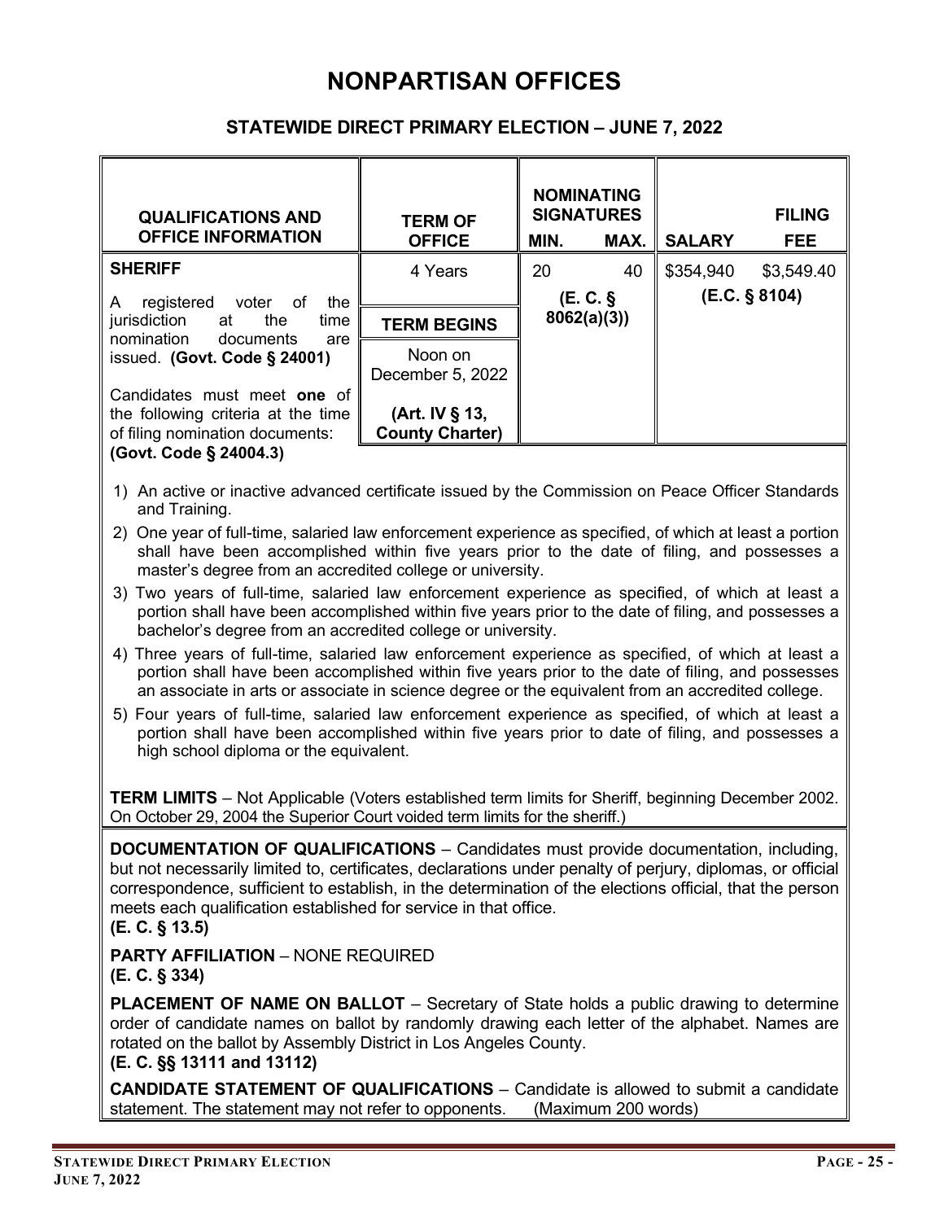# NONPARTISAN OFFICES

## STATEWIDE DIRECT PRIMARY ELECTION – JUNE 7, 2022

| QUALIFICATIONS AND OFFICE INFORMATION | TERM OF OFFICE | NOMINATING SIGNATURES MIN. | MAX. | SALARY | FILING FEE |
|---|---|---|---|---|---|
| **SHERIFF**<br><br>A registered voter of the jurisdiction at the time nomination documents are issued. **(Govt. Code § 24001)**<br><br>Candidates must meet **one** of the following criteria at the time of filing nomination documents: **(Govt. Code § 24004.3)** | 4 Years<br><br>**TERM BEGINS**<br><br>Noon on December 5, 2022<br><br>**(Art. IV § 13, County Charter)** | 20<br><br>**(E. C. § 8062(a)(3))** | 40 | $354,940<br><br>**(E.C. § 8104)** | $3,549.40 |

1) An active or inactive advanced certificate issued by the Commission on Peace Officer Standards and Training.
2) One year of full-time, salaried law enforcement experience as specified, of which at least a portion shall have been accomplished within five years prior to the date of filing, and possesses a master's degree from an accredited college or university.
3) Two years of full-time, salaried law enforcement experience as specified, of which at least a portion shall have been accomplished within five years prior to the date of filing, and possesses a bachelor's degree from an accredited college or university.
4) Three years of full-time, salaried law enforcement experience as specified, of which at least a portion shall have been accomplished within five years prior to the date of filing, and possesses an associate in arts or associate in science degree or the equivalent from an accredited college.
5) Four years of full-time, salaried law enforcement experience as specified, of which at least a portion shall have been accomplished within five years prior to date of filing, and possesses a high school diploma or the equivalent.

**TERM LIMITS** – Not Applicable (Voters established term limits for Sheriff, beginning December 2002. On October 29, 2004 the Superior Court voided term limits for the sheriff.)

**DOCUMENTATION OF QUALIFICATIONS** – Candidates must provide documentation, including, but not necessarily limited to, certificates, declarations under penalty of perjury, diplomas, or official correspondence, sufficient to establish, in the determination of the elections official, that the person meets each qualification established for service in that office.
**(E. C. § 13.5)**

**PARTY AFFILIATION** – NONE REQUIRED
**(E. C. § 334)**

**PLACEMENT OF NAME ON BALLOT** – Secretary of State holds a public drawing to determine order of candidate names on ballot by randomly drawing each letter of the alphabet. Names are rotated on the ballot by Assembly District in Los Angeles County.
**(E. C. §§ 13111 and 13112)**

**CANDIDATE STATEMENT OF QUALIFICATIONS** – Candidate is allowed to submit a candidate statement. The statement may not refer to opponents. (Maximum 200 words)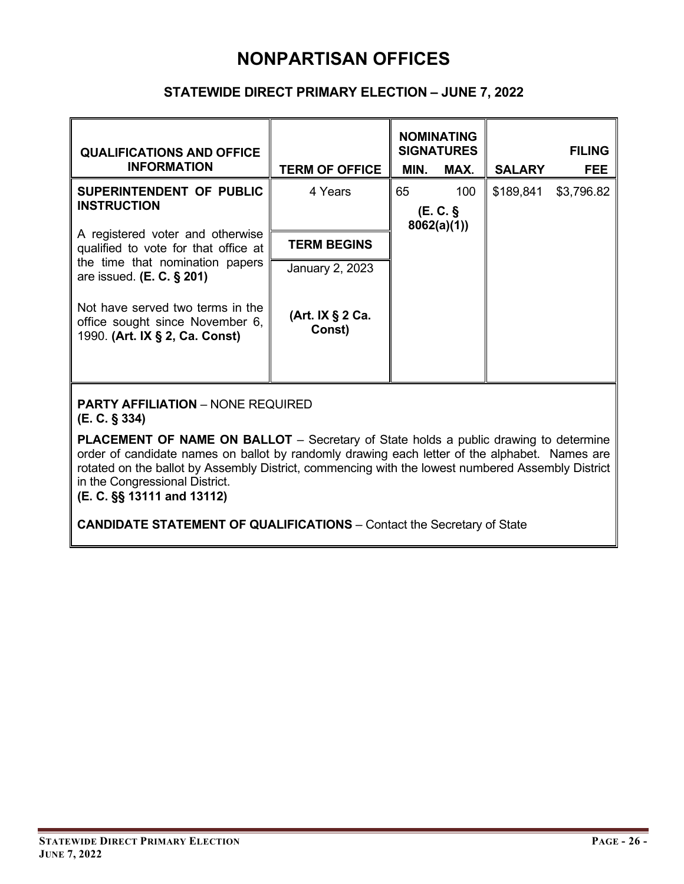# NONPARTISAN OFFICES

## STATEWIDE DIRECT PRIMARY ELECTION – JUNE 7, 2022

| QUALIFICATIONS AND OFFICE INFORMATION | TERM OF OFFICE | NOMINATING SIGNATURES MIN. | NOMINATING SIGNATURES MAX. | SALARY | FILING FEE |
|---|---|---|---|---|---|
| **SUPERINTENDENT OF PUBLIC INSTRUCTION**<br><br>A registered voter and otherwise qualified to vote for that office at the time that nomination papers are issued. **(E. C. § 201)**<br><br>Not have served two terms in the office sought since November 6, 1990. **(Art. IX § 2, Ca. Const)** | 4 Years<br><br>**TERM BEGINS**<br><br>January 2, 2023<br><br>**(Art. IX § 2 Ca. Const)** | 65 | 100<br><br>**(E. C. § 8062(a)(1))** | $189,841 | $3,796.82 |

**PARTY AFFILIATION** – NONE REQUIRED
**(E. C. § 334)**

**PLACEMENT OF NAME ON BALLOT** – Secretary of State holds a public drawing to determine order of candidate names on ballot by randomly drawing each letter of the alphabet. Names are rotated on the ballot by Assembly District, commencing with the lowest numbered Assembly District in the Congressional District.
**(E. C. §§ 13111 and 13112)**

**CANDIDATE STATEMENT OF QUALIFICATIONS** – Contact the Secretary of State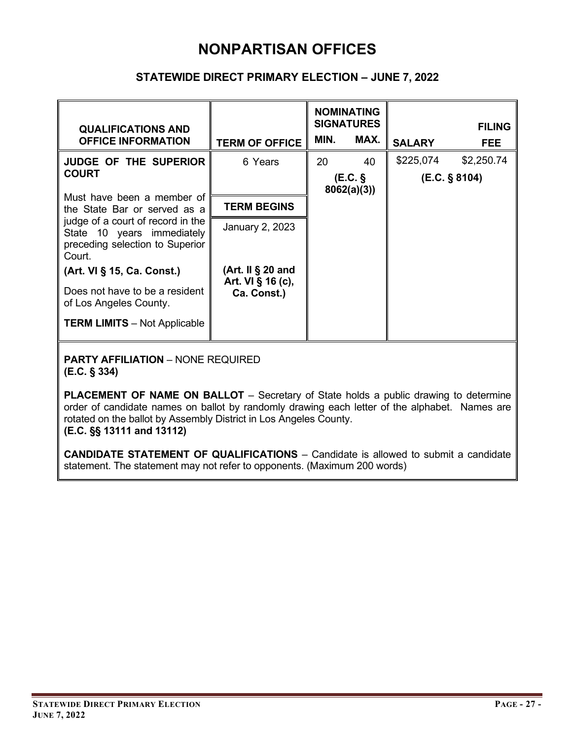# NONPARTISAN OFFICES

## STATEWIDE DIRECT PRIMARY ELECTION – JUNE 7, 2022

| QUALIFICATIONS AND OFFICE INFORMATION | TERM OF OFFICE | NOMINATING SIGNATURES MIN. | NOMINATING SIGNATURES MAX. | SALARY | FILING FEE |
|---|---|---|---|---|---|
| **JUDGE OF THE SUPERIOR COURT**<br><br>Must have been a member of the State Bar or served as a judge of a court of record in the State 10 years immediately preceding selection to Superior Court.<br>**(Art. VI § 15, Ca. Const.)**<br><br>Does not have to be a resident of Los Angeles County.<br><br>**TERM LIMITS** – Not Applicable | 6 Years<br><br>**TERM BEGINS**<br><br>January 2, 2023<br><br>**(Art. II § 20 and Art. VI § 16 (c), Ca. Const.)** | 20<br>**(E.C. § 8062(a)(3))** | 40 | $225,074<br>**(E.C. § 8104)** | $2,250.74 |

**PARTY AFFILIATION** – NONE REQUIRED
**(E.C. § 334)**

**PLACEMENT OF NAME ON BALLOT** – Secretary of State holds a public drawing to determine order of candidate names on ballot by randomly drawing each letter of the alphabet. Names are rotated on the ballot by Assembly District in Los Angeles County.
**(E.C. §§ 13111 and 13112)**

**CANDIDATE STATEMENT OF QUALIFICATIONS** – Candidate is allowed to submit a candidate statement. The statement may not refer to opponents. (Maximum 200 words)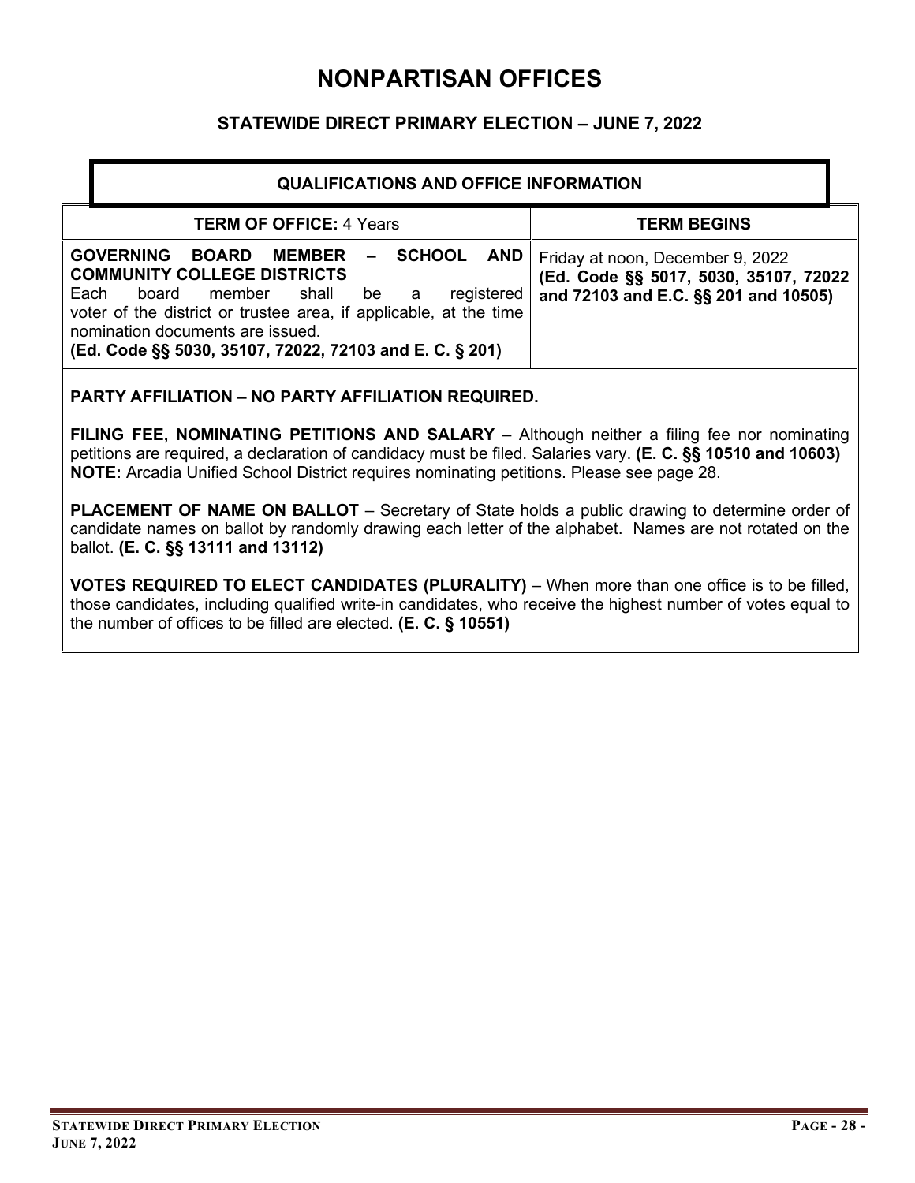# NONPARTISAN OFFICES

## STATEWIDE DIRECT PRIMARY ELECTION – JUNE 7, 2022

### QUALIFICATIONS AND OFFICE INFORMATION

| **TERM OF OFFICE:** 4 Years | **TERM BEGINS** |
|---|---|
| **GOVERNING BOARD MEMBER – SCHOOL AND COMMUNITY COLLEGE DISTRICTS**<br>Each board member shall be a registered voter of the district or trustee area, if applicable, at the time nomination documents are issued.<br>**(Ed. Code §§ 5030, 35107, 72022, 72103 and E. C. § 201)** | Friday at noon, December 9, 2022<br>**(Ed. Code §§ 5017, 5030, 35107, 72022 and 72103 and E.C. §§ 201 and 10505)** |

**PARTY AFFILIATION – NO PARTY AFFILIATION REQUIRED.**

**FILING FEE, NOMINATING PETITIONS AND SALARY** – Although neither a filing fee nor nominating petitions are required, a declaration of candidacy must be filed. Salaries vary. **(E. C. §§ 10510 and 10603)**
**NOTE:** Arcadia Unified School District requires nominating petitions. Please see page 28.

**PLACEMENT OF NAME ON BALLOT** – Secretary of State holds a public drawing to determine order of candidate names on ballot by randomly drawing each letter of the alphabet. Names are not rotated on the ballot. **(E. C. §§ 13111 and 13112)**

**VOTES REQUIRED TO ELECT CANDIDATES (PLURALITY)** – When more than one office is to be filled, those candidates, including qualified write-in candidates, who receive the highest number of votes equal to the number of offices to be filled are elected. **(E. C. § 10551)**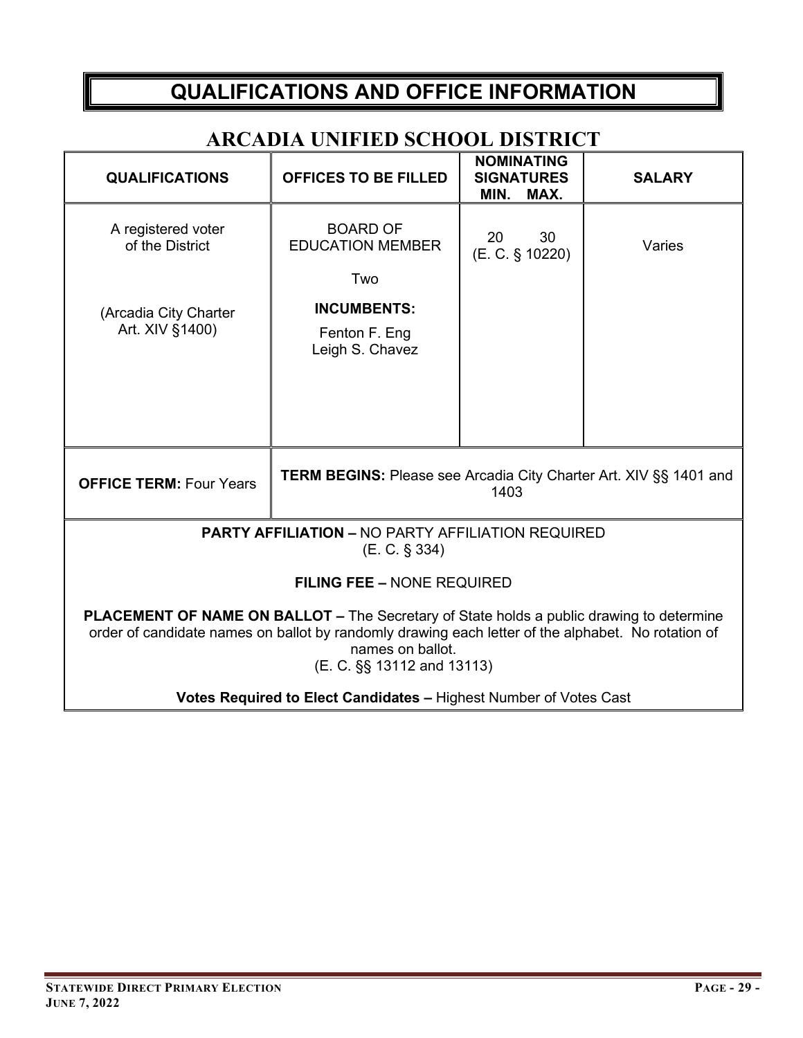# QUALIFICATIONS AND OFFICE INFORMATION

## ARCADIA UNIFIED SCHOOL DISTRICT

| QUALIFICATIONS | OFFICES TO BE FILLED | NOMINATING SIGNATURES MIN. MAX. | SALARY |
|---|---|---|---|
| A registered voter of the District<br><br>(Arcadia City Charter Art. XIV §1400) | BOARD OF EDUCATION MEMBER<br><br>Two<br><br>**INCUMBENTS:**<br>Fenton F. Eng<br>Leigh S. Chavez | 20 30<br>(E. C. § 10220) | Varies |
| **OFFICE TERM:** Four Years | **TERM BEGINS:** Please see Arcadia City Charter Art. XIV §§ 1401 and 1403 | | |

**PARTY AFFILIATION –** NO PARTY AFFILIATION REQUIRED
(E. C. § 334)

**FILING FEE –** NONE REQUIRED

**PLACEMENT OF NAME ON BALLOT –** The Secretary of State holds a public drawing to determine order of candidate names on ballot by randomly drawing each letter of the alphabet. No rotation of names on ballot.
(E. C. §§ 13112 and 13113)

**Votes Required to Elect Candidates –** Highest Number of Votes Cast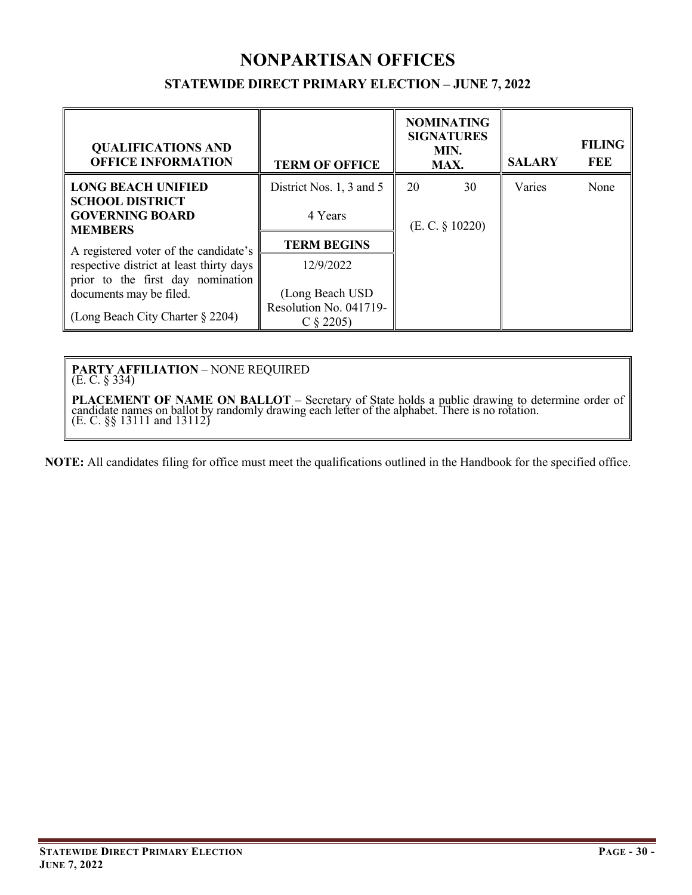# NONPARTISAN OFFICES

## STATEWIDE DIRECT PRIMARY ELECTION – JUNE 7, 2022

| QUALIFICATIONS AND OFFICE INFORMATION | TERM OF OFFICE | NOMINATING SIGNATURES MIN. MAX. | SALARY | FILING FEE |
|---|---|---|---|---|
| **LONG BEACH UNIFIED SCHOOL DISTRICT GOVERNING BOARD MEMBERS**<br><br>A registered voter of the candidate's respective district at least thirty days prior to the first day nomination documents may be filed.<br><br>(Long Beach City Charter § 2204) | District Nos. 1, 3 and 5<br><br>4 Years<br><br>**TERM BEGINS**<br><br>12/9/2022<br><br>(Long Beach USD Resolution No. 041719-C § 2205) | 20 30<br><br>(E. C. § 10220) | Varies | None |

**PARTY AFFILIATION** – NONE REQUIRED
(E. C. § 334)

**PLACEMENT OF NAME ON BALLOT** – Secretary of State holds a public drawing to determine order of candidate names on ballot by randomly drawing each letter of the alphabet. There is no rotation.
(E. C. §§ 13111 and 13112)

**NOTE:** All candidates filing for office must meet the qualifications outlined in the Handbook for the specified office.